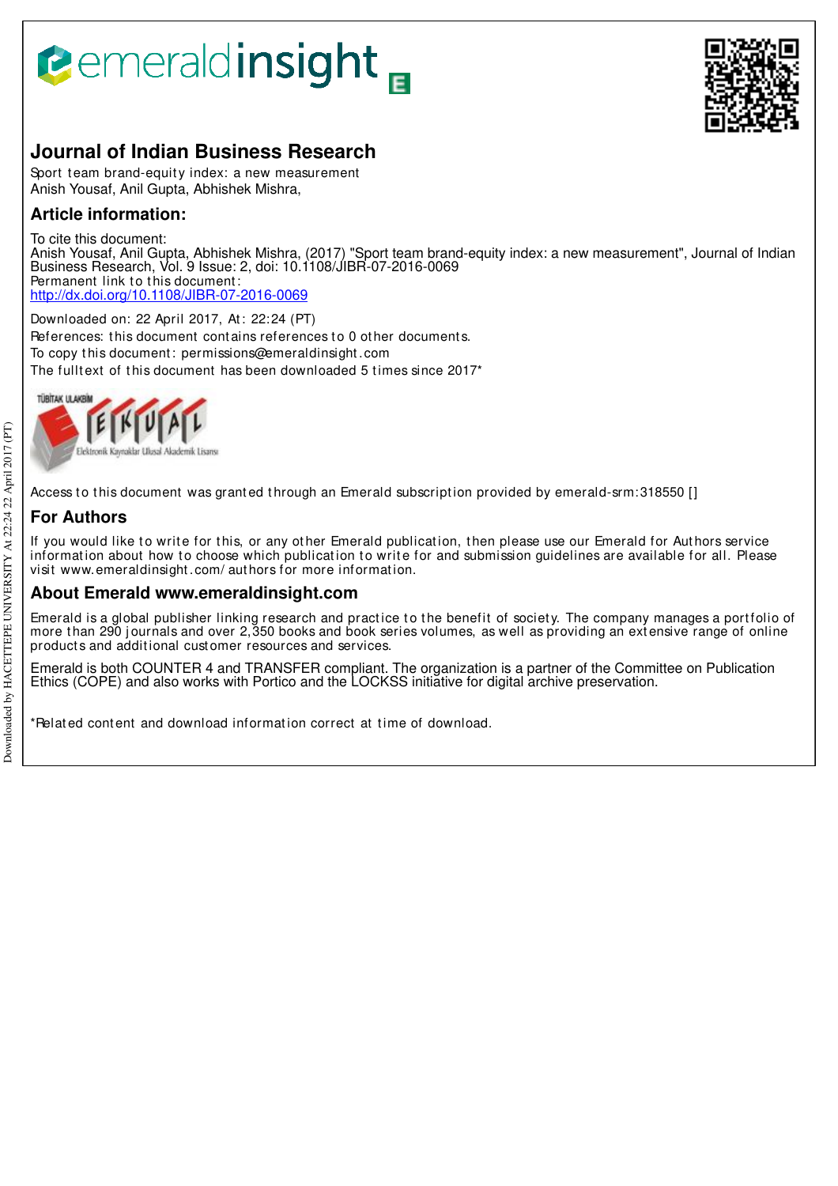# Journal of Indian Business Research

Sport team brand-equity index: a new measurement
Anish Yousaf, Anil Gupta, Abhishek Mishra,

## Article information:

To cite this document:
Anish Yousaf, Anil Gupta, Abhishek Mishra, (2017) "Sport team brand-equity index: a new measurement", Journal of Indian Business Research, Vol. 9 Issue: 2, doi: 10.1108/JIBR-07-2016-0069
Permanent link to this document:
http://dx.doi.org/10.1108/JIBR-07-2016-0069

Downloaded on: 22 April 2017, At: 22:24 (PT)
References: this document contains references to 0 other documents.
To copy this document: permissions@emeraldinsight.com
The fulltext of this document has been downloaded 5 times since 2017*

Access to this document was granted through an Emerald subscription provided by emerald-srm:318550 []

## For Authors

If you would like to write for this, or any other Emerald publication, then please use our Emerald for Authors service information about how to choose which publication to write for and submission guidelines are available for all. Please visit www.emeraldinsight.com/authors for more information.

## About Emerald www.emeraldinsight.com

Emerald is a global publisher linking research and practice to the benefit of society. The company manages a portfolio of more than 290 journals and over 2,350 books and book series volumes, as well as providing an extensive range of online products and additional customer resources and services.

Emerald is both COUNTER 4 and TRANSFER compliant. The organization is a partner of the Committee on Publication Ethics (COPE) and also works with Portico and the LOCKSS initiative for digital archive preservation.

*Related content and download information correct at time of download.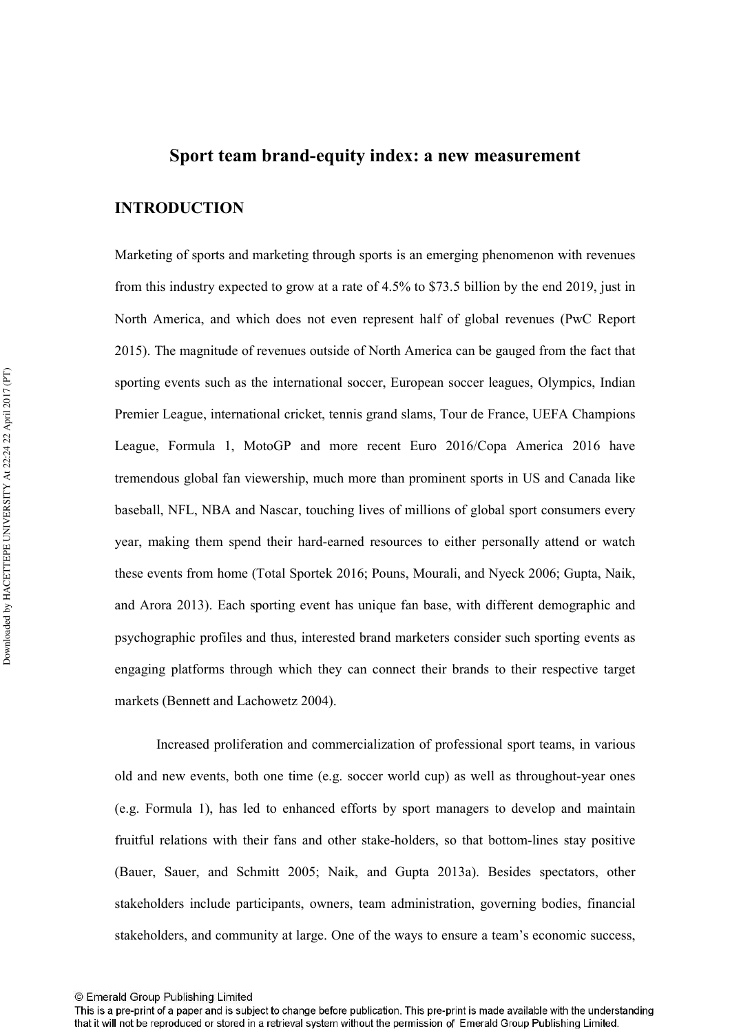# Sport team brand-equity index: a new measurement

## INTRODUCTION

Marketing of sports and marketing through sports is an emerging phenomenon with revenues from this industry expected to grow at a rate of 4.5% to $73.5 billion by the end 2019, just in North America, and which does not even represent half of global revenues (PwC Report 2015). The magnitude of revenues outside of North America can be gauged from the fact that sporting events such as the international soccer, European soccer leagues, Olympics, Indian Premier League, international cricket, tennis grand slams, Tour de France, UEFA Champions League, Formula 1, MotoGP and more recent Euro 2016/Copa America 2016 have tremendous global fan viewership, much more than prominent sports in US and Canada like baseball, NFL, NBA and Nascar, touching lives of millions of global sport consumers every year, making them spend their hard-earned resources to either personally attend or watch these events from home (Total Sportek 2016; Pouns, Mourali, and Nyeck 2006; Gupta, Naik, and Arora 2013). Each sporting event has unique fan base, with different demographic and psychographic profiles and thus, interested brand marketers consider such sporting events as engaging platforms through which they can connect their brands to their respective target markets (Bennett and Lachowetz 2004).

Increased proliferation and commercialization of professional sport teams, in various old and new events, both one time (e.g. soccer world cup) as well as throughout-year ones (e.g. Formula 1), has led to enhanced efforts by sport managers to develop and maintain fruitful relations with their fans and other stake-holders, so that bottom-lines stay positive (Bauer, Sauer, and Schmitt 2005; Naik, and Gupta 2013a). Besides spectators, other stakeholders include participants, owners, team administration, governing bodies, financial stakeholders, and community at large. One of the ways to ensure a team's economic success,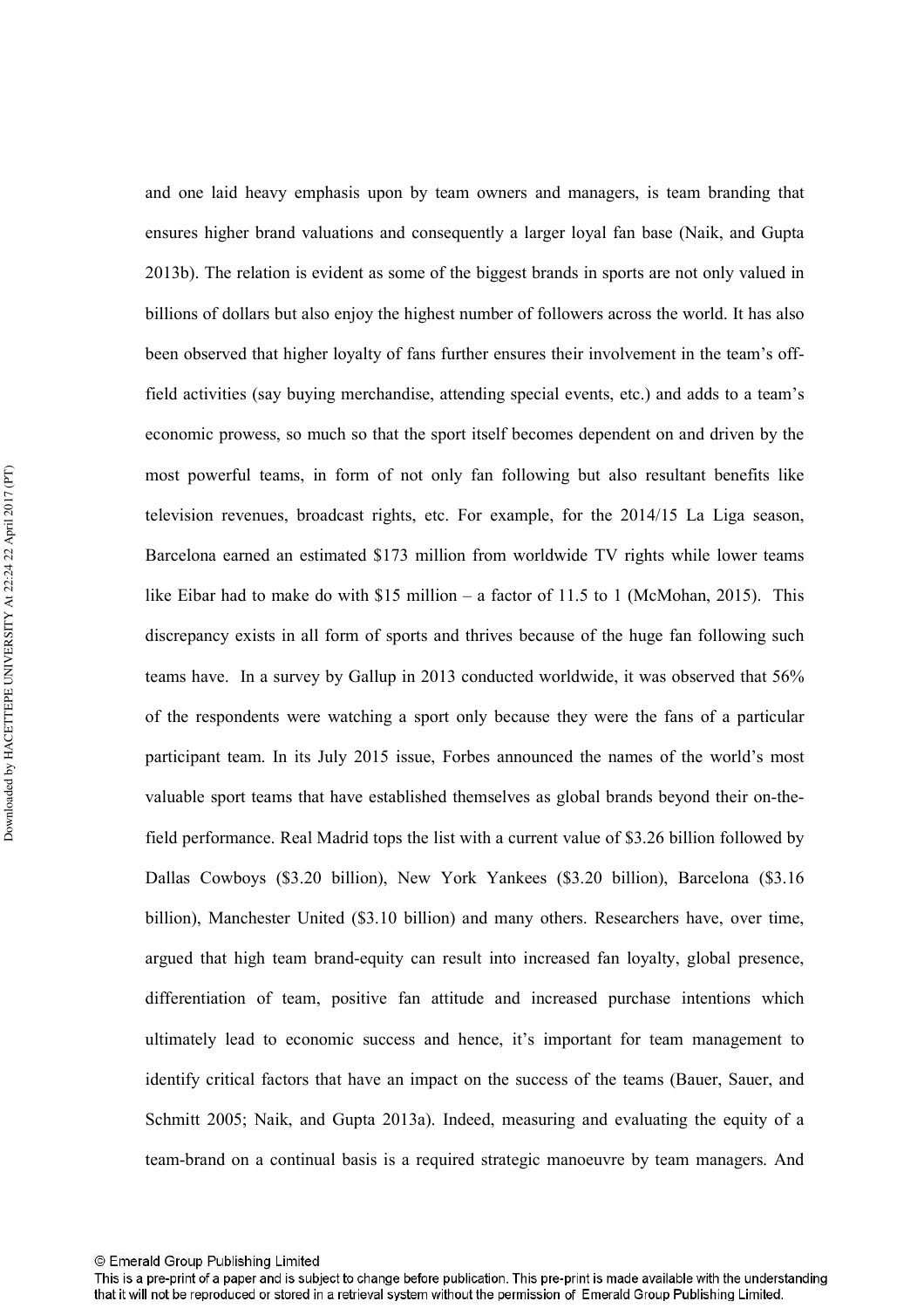and one laid heavy emphasis upon by team owners and managers, is team branding that ensures higher brand valuations and consequently a larger loyal fan base (Naik, and Gupta 2013b). The relation is evident as some of the biggest brands in sports are not only valued in billions of dollars but also enjoy the highest number of followers across the world. It has also been observed that higher loyalty of fans further ensures their involvement in the team's off-field activities (say buying merchandise, attending special events, etc.) and adds to a team's economic prowess, so much so that the sport itself becomes dependent on and driven by the most powerful teams, in form of not only fan following but also resultant benefits like television revenues, broadcast rights, etc. For example, for the 2014/15 La Liga season, Barcelona earned an estimated $173 million from worldwide TV rights while lower teams like Eibar had to make do with $15 million – a factor of 11.5 to 1 (McMohan, 2015). This discrepancy exists in all form of sports and thrives because of the huge fan following such teams have. In a survey by Gallup in 2013 conducted worldwide, it was observed that 56% of the respondents were watching a sport only because they were the fans of a particular participant team. In its July 2015 issue, Forbes announced the names of the world's most valuable sport teams that have established themselves as global brands beyond their on-the-field performance. Real Madrid tops the list with a current value of $3.26 billion followed by Dallas Cowboys ($3.20 billion), New York Yankees ($3.20 billion), Barcelona ($3.16 billion), Manchester United ($3.10 billion) and many others. Researchers have, over time, argued that high team brand-equity can result into increased fan loyalty, global presence, differentiation of team, positive fan attitude and increased purchase intentions which ultimately lead to economic success and hence, it's important for team management to identify critical factors that have an impact on the success of the teams (Bauer, Sauer, and Schmitt 2005; Naik, and Gupta 2013a). Indeed, measuring and evaluating the equity of a team-brand on a continual basis is a required strategic manoeuvre by team managers. And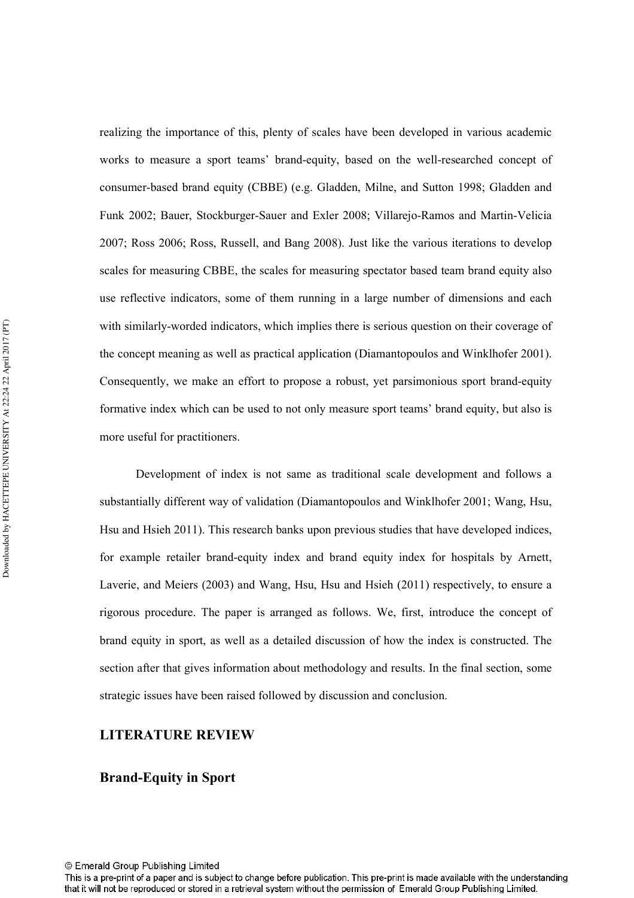realizing the importance of this, plenty of scales have been developed in various academic works to measure a sport teams' brand-equity, based on the well-researched concept of consumer-based brand equity (CBBE) (e.g. Gladden, Milne, and Sutton 1998; Gladden and Funk 2002; Bauer, Stockburger-Sauer and Exler 2008; Villarejo-Ramos and Martin-Velicia 2007; Ross 2006; Ross, Russell, and Bang 2008). Just like the various iterations to develop scales for measuring CBBE, the scales for measuring spectator based team brand equity also use reflective indicators, some of them running in a large number of dimensions and each with similarly-worded indicators, which implies there is serious question on their coverage of the concept meaning as well as practical application (Diamantopoulos and Winklhofer 2001). Consequently, we make an effort to propose a robust, yet parsimonious sport brand-equity formative index which can be used to not only measure sport teams' brand equity, but also is more useful for practitioners.

Development of index is not same as traditional scale development and follows a substantially different way of validation (Diamantopoulos and Winklhofer 2001; Wang, Hsu, Hsu and Hsieh 2011). This research banks upon previous studies that have developed indices, for example retailer brand-equity index and brand equity index for hospitals by Arnett, Laverie, and Meiers (2003) and Wang, Hsu, Hsu and Hsieh (2011) respectively, to ensure a rigorous procedure. The paper is arranged as follows. We, first, introduce the concept of brand equity in sport, as well as a detailed discussion of how the index is constructed. The section after that gives information about methodology and results. In the final section, some strategic issues have been raised followed by discussion and conclusion.

## LITERATURE REVIEW

### Brand-Equity in Sport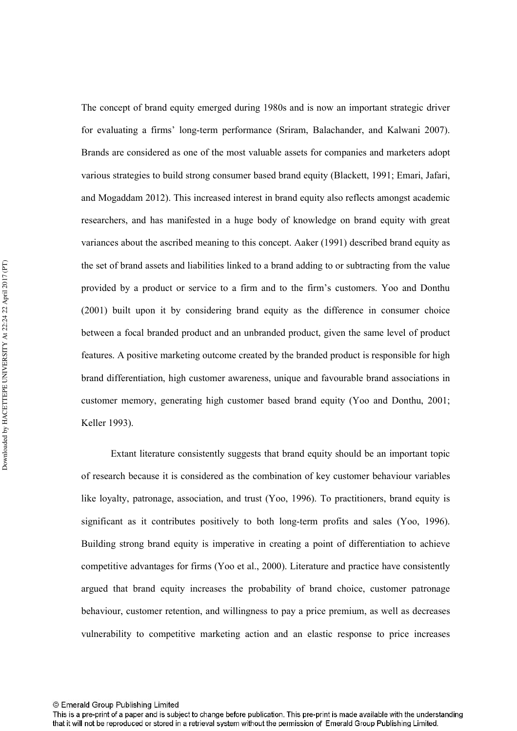The concept of brand equity emerged during 1980s and is now an important strategic driver for evaluating a firms' long-term performance (Sriram, Balachander, and Kalwani 2007). Brands are considered as one of the most valuable assets for companies and marketers adopt various strategies to build strong consumer based brand equity (Blackett, 1991; Emari, Jafari, and Mogaddam 2012). This increased interest in brand equity also reflects amongst academic researchers, and has manifested in a huge body of knowledge on brand equity with great variances about the ascribed meaning to this concept. Aaker (1991) described brand equity as the set of brand assets and liabilities linked to a brand adding to or subtracting from the value provided by a product or service to a firm and to the firm's customers. Yoo and Donthu (2001) built upon it by considering brand equity as the difference in consumer choice between a focal branded product and an unbranded product, given the same level of product features. A positive marketing outcome created by the branded product is responsible for high brand differentiation, high customer awareness, unique and favourable brand associations in customer memory, generating high customer based brand equity (Yoo and Donthu, 2001; Keller 1993).

Extant literature consistently suggests that brand equity should be an important topic of research because it is considered as the combination of key customer behaviour variables like loyalty, patronage, association, and trust (Yoo, 1996). To practitioners, brand equity is significant as it contributes positively to both long-term profits and sales (Yoo, 1996). Building strong brand equity is imperative in creating a point of differentiation to achieve competitive advantages for firms (Yoo et al., 2000). Literature and practice have consistently argued that brand equity increases the probability of brand choice, customer patronage behaviour, customer retention, and willingness to pay a price premium, as well as decreases vulnerability to competitive marketing action and an elastic response to price increases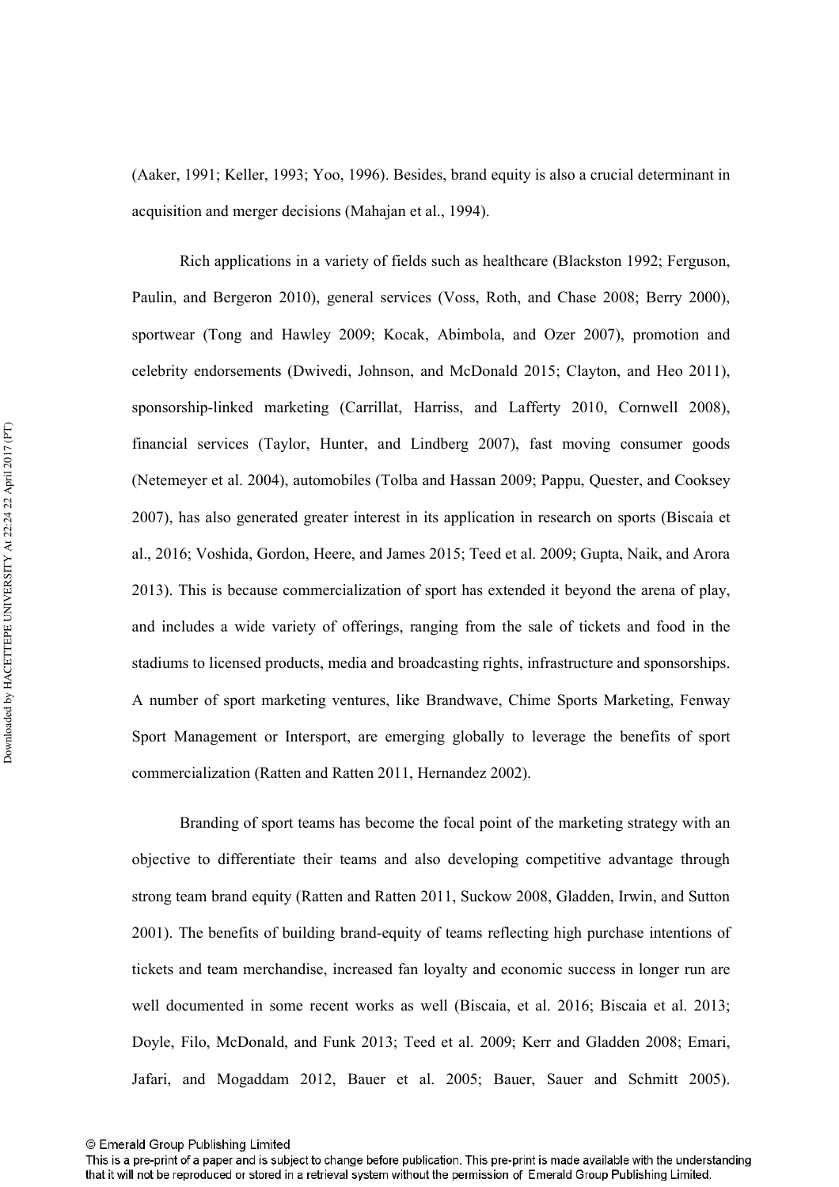(Aaker, 1991; Keller, 1993; Yoo, 1996). Besides, brand equity is also a crucial determinant in acquisition and merger decisions (Mahajan et al., 1994).

Rich applications in a variety of fields such as healthcare (Blackston 1992; Ferguson, Paulin, and Bergeron 2010), general services (Voss, Roth, and Chase 2008; Berry 2000), sportwear (Tong and Hawley 2009; Kocak, Abimbola, and Ozer 2007), promotion and celebrity endorsements (Dwivedi, Johnson, and McDonald 2015; Clayton, and Heo 2011), sponsorship-linked marketing (Carrillat, Harriss, and Lafferty 2010, Cornwell 2008), financial services (Taylor, Hunter, and Lindberg 2007), fast moving consumer goods (Netemeyer et al. 2004), automobiles (Tolba and Hassan 2009; Pappu, Quester, and Cooksey 2007), has also generated greater interest in its application in research on sports (Biscaia et al., 2016; Voshida, Gordon, Heere, and James 2015; Teed et al. 2009; Gupta, Naik, and Arora 2013). This is because commercialization of sport has extended it beyond the arena of play, and includes a wide variety of offerings, ranging from the sale of tickets and food in the stadiums to licensed products, media and broadcasting rights, infrastructure and sponsorships. A number of sport marketing ventures, like Brandwave, Chime Sports Marketing, Fenway Sport Management or Intersport, are emerging globally to leverage the benefits of sport commercialization (Ratten and Ratten 2011, Hernandez 2002).

Branding of sport teams has become the focal point of the marketing strategy with an objective to differentiate their teams and also developing competitive advantage through strong team brand equity (Ratten and Ratten 2011, Suckow 2008, Gladden, Irwin, and Sutton 2001). The benefits of building brand-equity of teams reflecting high purchase intentions of tickets and team merchandise, increased fan loyalty and economic success in longer run are well documented in some recent works as well (Biscaia, et al. 2016; Biscaia et al. 2013; Doyle, Filo, McDonald, and Funk 2013; Teed et al. 2009; Kerr and Gladden 2008; Emari, Jafari, and Mogaddam 2012, Bauer et al. 2005; Bauer, Sauer and Schmitt 2005).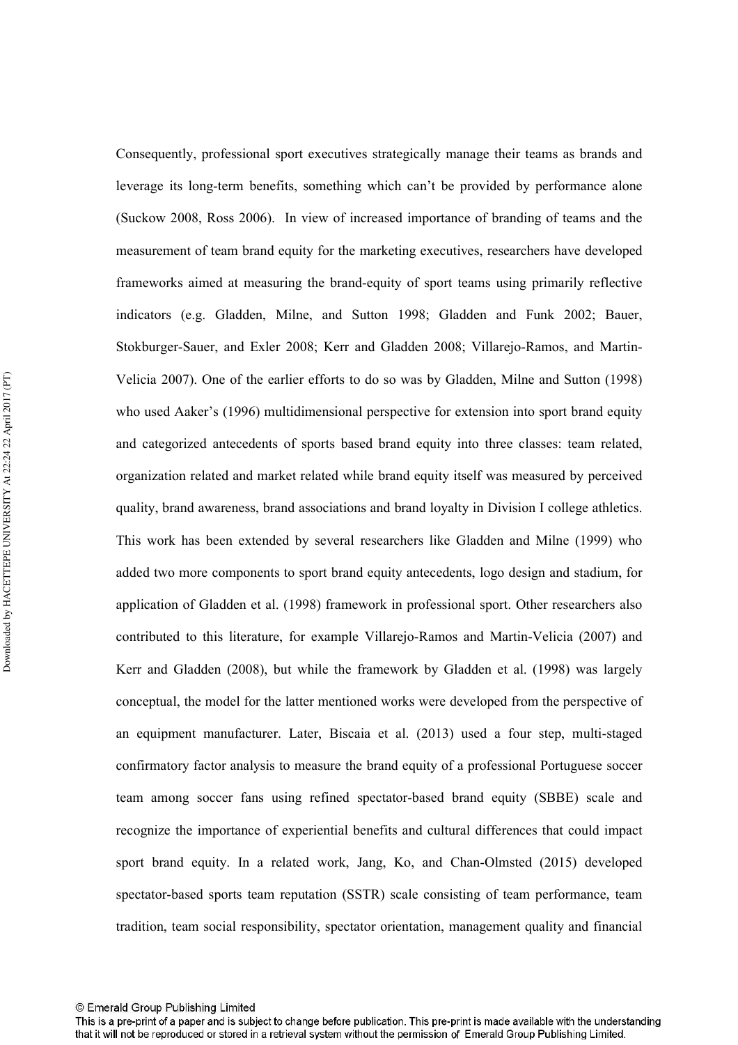Consequently, professional sport executives strategically manage their teams as brands and leverage its long-term benefits, something which can't be provided by performance alone (Suckow 2008, Ross 2006). In view of increased importance of branding of teams and the measurement of team brand equity for the marketing executives, researchers have developed frameworks aimed at measuring the brand-equity of sport teams using primarily reflective indicators (e.g. Gladden, Milne, and Sutton 1998; Gladden and Funk 2002; Bauer, Stokburger-Sauer, and Exler 2008; Kerr and Gladden 2008; Villarejo-Ramos, and Martin-Velicia 2007). One of the earlier efforts to do so was by Gladden, Milne and Sutton (1998) who used Aaker's (1996) multidimensional perspective for extension into sport brand equity and categorized antecedents of sports based brand equity into three classes: team related, organization related and market related while brand equity itself was measured by perceived quality, brand awareness, brand associations and brand loyalty in Division I college athletics. This work has been extended by several researchers like Gladden and Milne (1999) who added two more components to sport brand equity antecedents, logo design and stadium, for application of Gladden et al. (1998) framework in professional sport. Other researchers also contributed to this literature, for example Villarejo-Ramos and Martin-Velicia (2007) and Kerr and Gladden (2008), but while the framework by Gladden et al. (1998) was largely conceptual, the model for the latter mentioned works were developed from the perspective of an equipment manufacturer. Later, Biscaia et al. (2013) used a four step, multi-staged confirmatory factor analysis to measure the brand equity of a professional Portuguese soccer team among soccer fans using refined spectator-based brand equity (SBBE) scale and recognize the importance of experiential benefits and cultural differences that could impact sport brand equity. In a related work, Jang, Ko, and Chan-Olmsted (2015) developed spectator-based sports team reputation (SSTR) scale consisting of team performance, team tradition, team social responsibility, spectator orientation, management quality and financial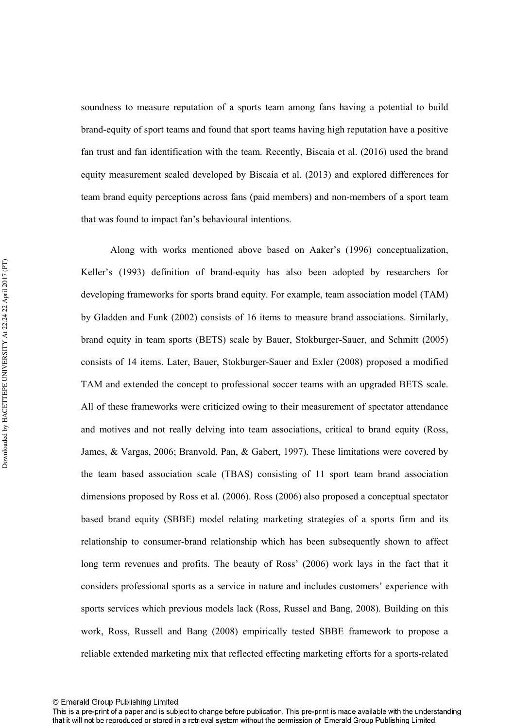soundness to measure reputation of a sports team among fans having a potential to build brand-equity of sport teams and found that sport teams having high reputation have a positive fan trust and fan identification with the team. Recently, Biscaia et al. (2016) used the brand equity measurement scaled developed by Biscaia et al. (2013) and explored differences for team brand equity perceptions across fans (paid members) and non-members of a sport team that was found to impact fan's behavioural intentions.

Along with works mentioned above based on Aaker's (1996) conceptualization, Keller's (1993) definition of brand-equity has also been adopted by researchers for developing frameworks for sports brand equity. For example, team association model (TAM) by Gladden and Funk (2002) consists of 16 items to measure brand associations. Similarly, brand equity in team sports (BETS) scale by Bauer, Stokburger-Sauer, and Schmitt (2005) consists of 14 items. Later, Bauer, Stokburger-Sauer and Exler (2008) proposed a modified TAM and extended the concept to professional soccer teams with an upgraded BETS scale. All of these frameworks were criticized owing to their measurement of spectator attendance and motives and not really delving into team associations, critical to brand equity (Ross, James, & Vargas, 2006; Branvold, Pan, & Gabert, 1997). These limitations were covered by the team based association scale (TBAS) consisting of 11 sport team brand association dimensions proposed by Ross et al. (2006). Ross (2006) also proposed a conceptual spectator based brand equity (SBBE) model relating marketing strategies of a sports firm and its relationship to consumer-brand relationship which has been subsequently shown to affect long term revenues and profits. The beauty of Ross' (2006) work lays in the fact that it considers professional sports as a service in nature and includes customers' experience with sports services which previous models lack (Ross, Russel and Bang, 2008). Building on this work, Ross, Russell and Bang (2008) empirically tested SBBE framework to propose a reliable extended marketing mix that reflected effecting marketing efforts for a sports-related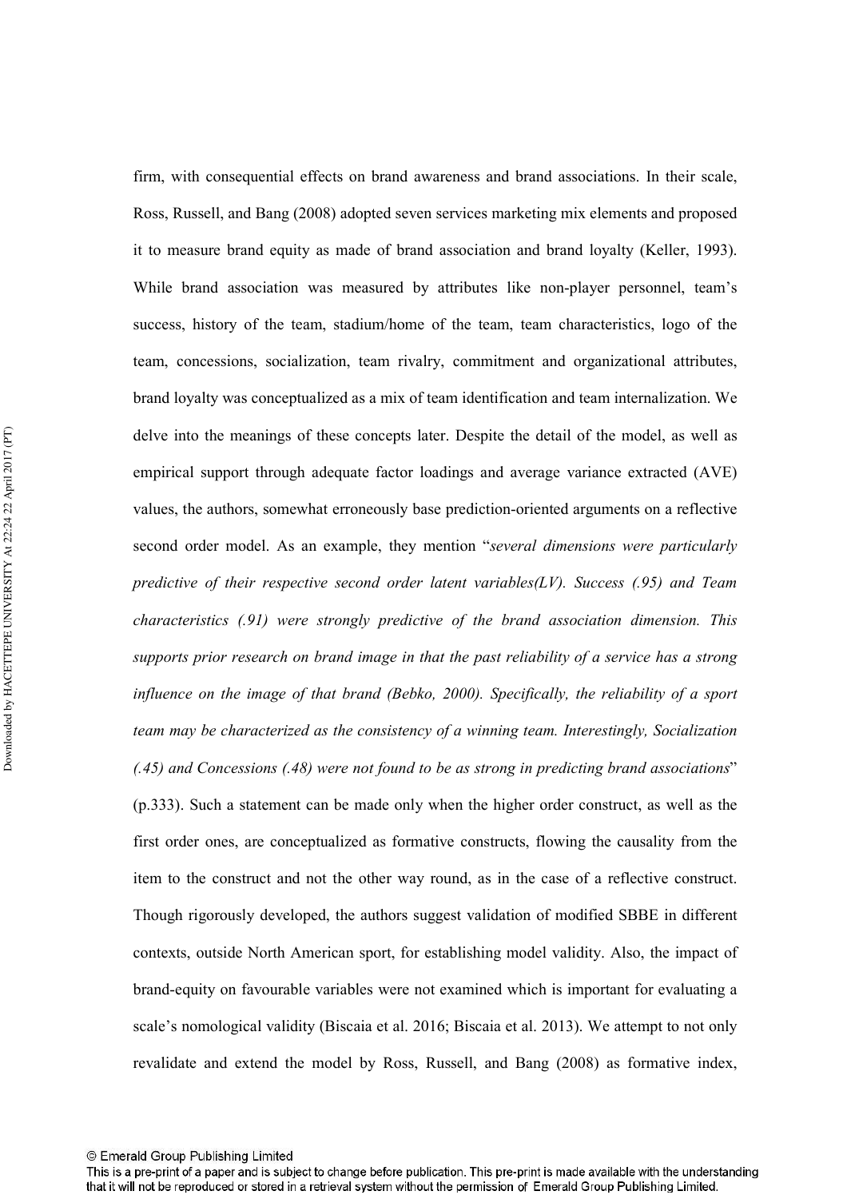firm, with consequential effects on brand awareness and brand associations. In their scale, Ross, Russell, and Bang (2008) adopted seven services marketing mix elements and proposed it to measure brand equity as made of brand association and brand loyalty (Keller, 1993). While brand association was measured by attributes like non-player personnel, team's success, history of the team, stadium/home of the team, team characteristics, logo of the team, concessions, socialization, team rivalry, commitment and organizational attributes, brand loyalty was conceptualized as a mix of team identification and team internalization. We delve into the meanings of these concepts later. Despite the detail of the model, as well as empirical support through adequate factor loadings and average variance extracted (AVE) values, the authors, somewhat erroneously base prediction-oriented arguments on a reflective second order model. As an example, they mention "*several dimensions were particularly predictive of their respective second order latent variables(LV). Success (.95) and Team characteristics (.91) were strongly predictive of the brand association dimension. This supports prior research on brand image in that the past reliability of a service has a strong influence on the image of that brand (Bebko, 2000). Specifically, the reliability of a sport team may be characterized as the consistency of a winning team. Interestingly, Socialization (.45) and Concessions (.48) were not found to be as strong in predicting brand associations*" (p.333). Such a statement can be made only when the higher order construct, as well as the first order ones, are conceptualized as formative constructs, flowing the causality from the item to the construct and not the other way round, as in the case of a reflective construct. Though rigorously developed, the authors suggest validation of modified SBBE in different contexts, outside North American sport, for establishing model validity. Also, the impact of brand-equity on favourable variables were not examined which is important for evaluating a scale's nomological validity (Biscaia et al. 2016; Biscaia et al. 2013). We attempt to not only revalidate and extend the model by Ross, Russell, and Bang (2008) as formative index,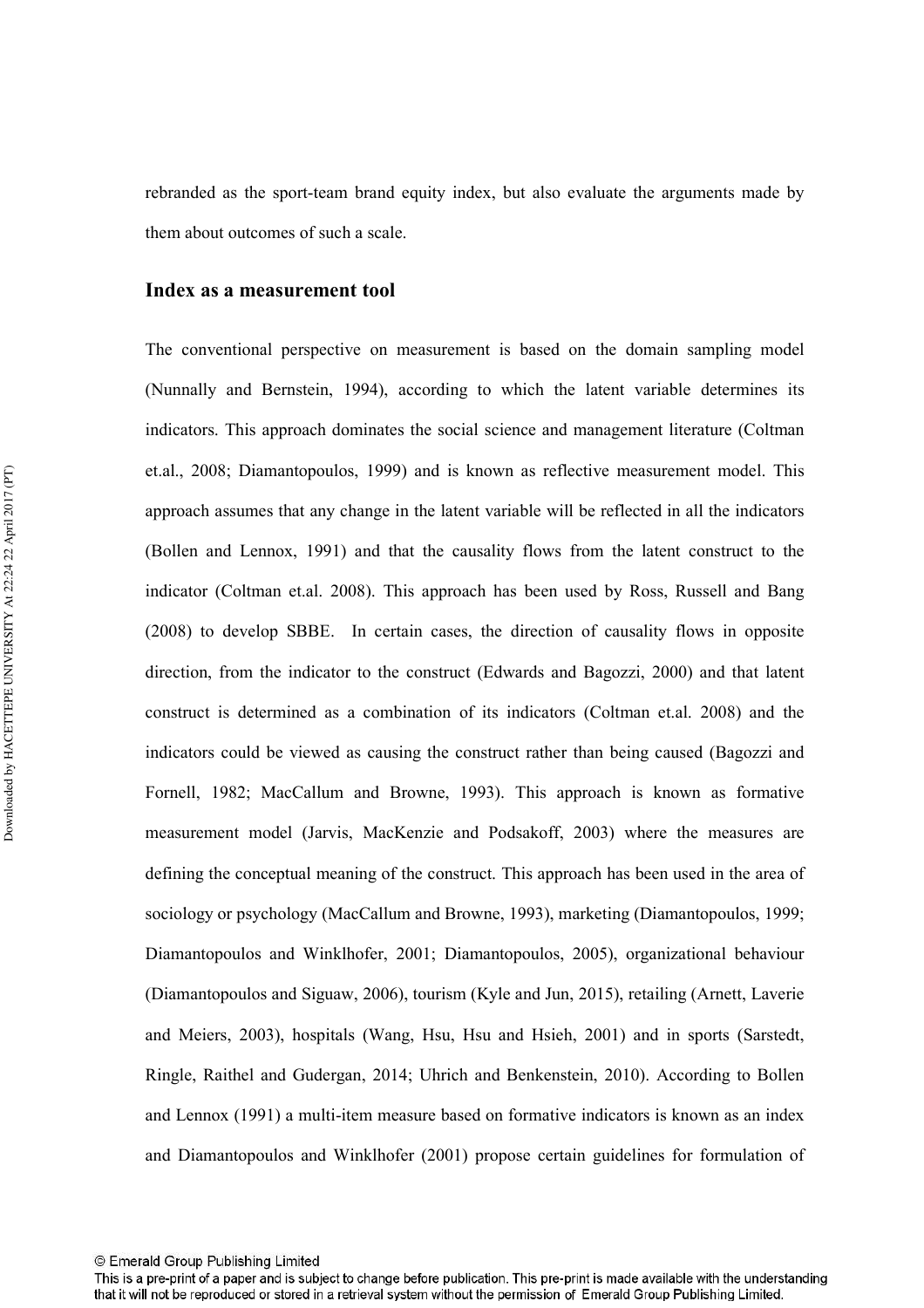rebranded as the sport-team brand equity index, but also evaluate the arguments made by them about outcomes of such a scale.

## Index as a measurement tool

The conventional perspective on measurement is based on the domain sampling model (Nunnally and Bernstein, 1994), according to which the latent variable determines its indicators. This approach dominates the social science and management literature (Coltman et.al., 2008; Diamantopoulos, 1999) and is known as reflective measurement model. This approach assumes that any change in the latent variable will be reflected in all the indicators (Bollen and Lennox, 1991) and that the causality flows from the latent construct to the indicator (Coltman et.al. 2008). This approach has been used by Ross, Russell and Bang (2008) to develop SBBE. In certain cases, the direction of causality flows in opposite direction, from the indicator to the construct (Edwards and Bagozzi, 2000) and that latent construct is determined as a combination of its indicators (Coltman et.al. 2008) and the indicators could be viewed as causing the construct rather than being caused (Bagozzi and Fornell, 1982; MacCallum and Browne, 1993). This approach is known as formative measurement model (Jarvis, MacKenzie and Podsakoff, 2003) where the measures are defining the conceptual meaning of the construct. This approach has been used in the area of sociology or psychology (MacCallum and Browne, 1993), marketing (Diamantopoulos, 1999; Diamantopoulos and Winklhofer, 2001; Diamantopoulos, 2005), organizational behaviour (Diamantopoulos and Siguaw, 2006), tourism (Kyle and Jun, 2015), retailing (Arnett, Laverie and Meiers, 2003), hospitals (Wang, Hsu, Hsu and Hsieh, 2001) and in sports (Sarstedt, Ringle, Raithel and Gudergan, 2014; Uhrich and Benkenstein, 2010). According to Bollen and Lennox (1991) a multi-item measure based on formative indicators is known as an index and Diamantopoulos and Winklhofer (2001) propose certain guidelines for formulation of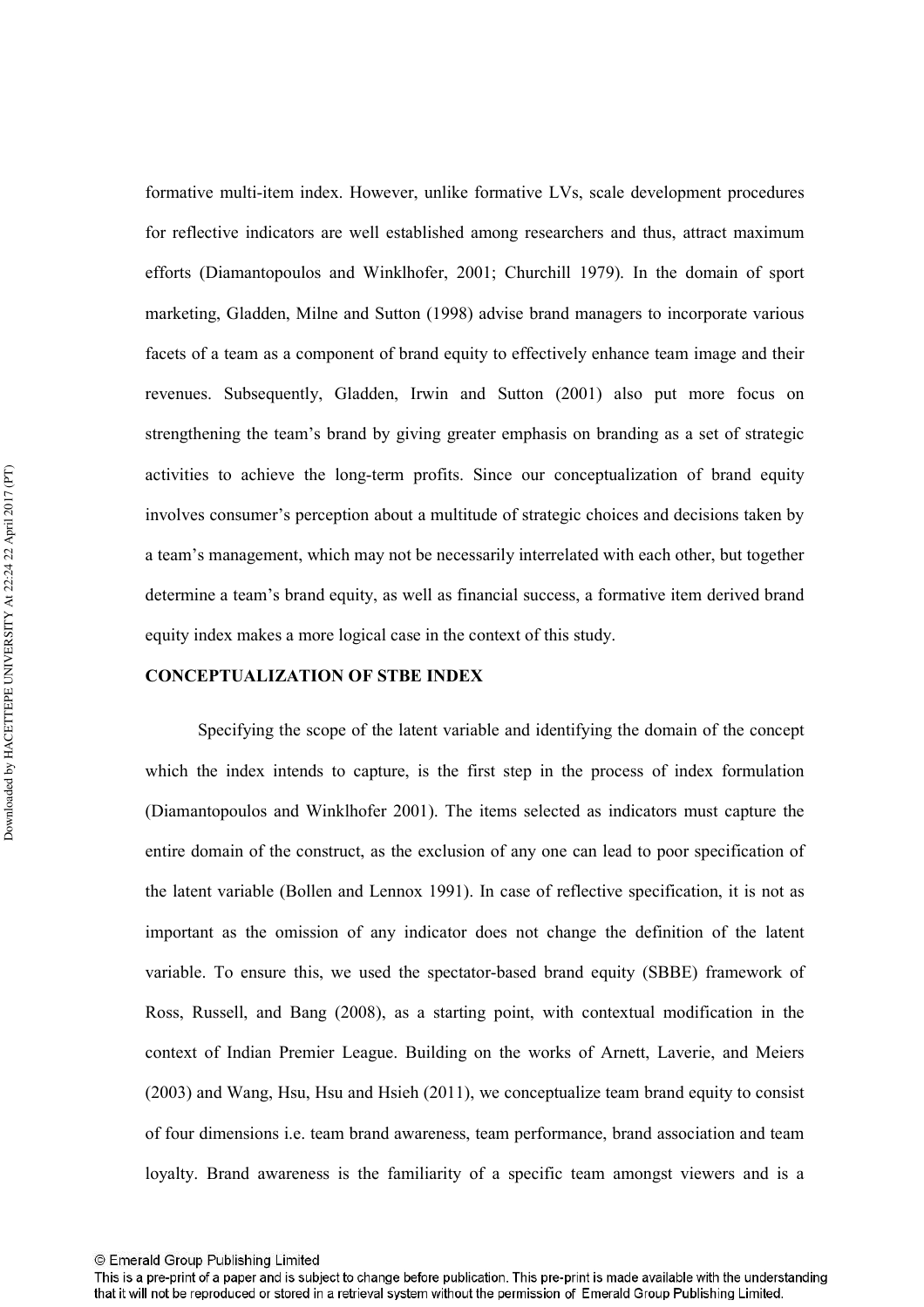formative multi-item index. However, unlike formative LVs, scale development procedures for reflective indicators are well established among researchers and thus, attract maximum efforts (Diamantopoulos and Winklhofer, 2001; Churchill 1979). In the domain of sport marketing, Gladden, Milne and Sutton (1998) advise brand managers to incorporate various facets of a team as a component of brand equity to effectively enhance team image and their revenues. Subsequently, Gladden, Irwin and Sutton (2001) also put more focus on strengthening the team's brand by giving greater emphasis on branding as a set of strategic activities to achieve the long-term profits. Since our conceptualization of brand equity involves consumer's perception about a multitude of strategic choices and decisions taken by a team's management, which may not be necessarily interrelated with each other, but together determine a team's brand equity, as well as financial success, a formative item derived brand equity index makes a more logical case in the context of this study.

## CONCEPTUALIZATION OF STBE INDEX

Specifying the scope of the latent variable and identifying the domain of the concept which the index intends to capture, is the first step in the process of index formulation (Diamantopoulos and Winklhofer 2001). The items selected as indicators must capture the entire domain of the construct, as the exclusion of any one can lead to poor specification of the latent variable (Bollen and Lennox 1991). In case of reflective specification, it is not as important as the omission of any indicator does not change the definition of the latent variable. To ensure this, we used the spectator-based brand equity (SBBE) framework of Ross, Russell, and Bang (2008), as a starting point, with contextual modification in the context of Indian Premier League. Building on the works of Arnett, Laverie, and Meiers (2003) and Wang, Hsu, Hsu and Hsieh (2011), we conceptualize team brand equity to consist of four dimensions i.e. team brand awareness, team performance, brand association and team loyalty. Brand awareness is the familiarity of a specific team amongst viewers and is a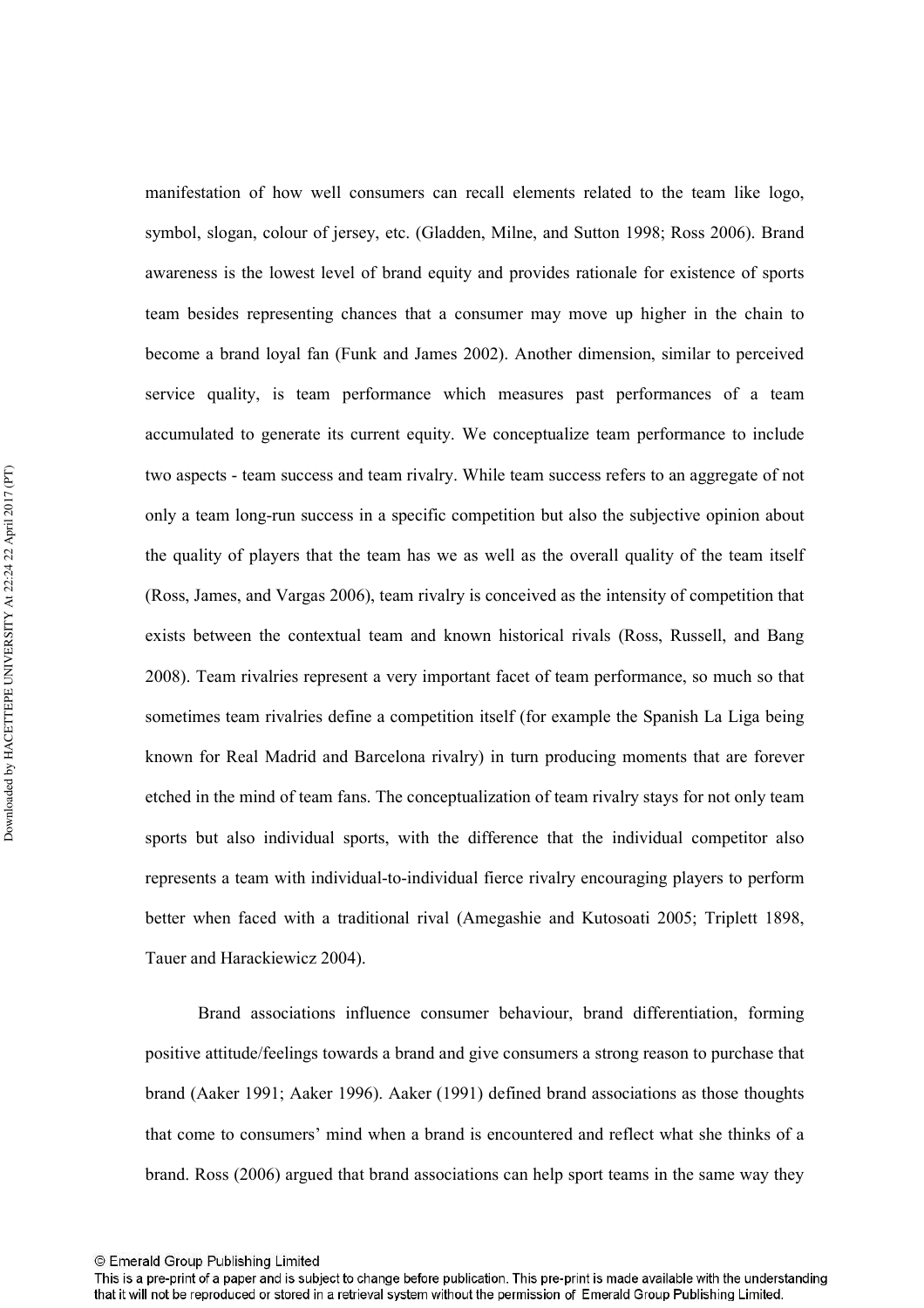manifestation of how well consumers can recall elements related to the team like logo, symbol, slogan, colour of jersey, etc. (Gladden, Milne, and Sutton 1998; Ross 2006). Brand awareness is the lowest level of brand equity and provides rationale for existence of sports team besides representing chances that a consumer may move up higher in the chain to become a brand loyal fan (Funk and James 2002). Another dimension, similar to perceived service quality, is team performance which measures past performances of a team accumulated to generate its current equity. We conceptualize team performance to include two aspects - team success and team rivalry. While team success refers to an aggregate of not only a team long-run success in a specific competition but also the subjective opinion about the quality of players that the team has we as well as the overall quality of the team itself (Ross, James, and Vargas 2006), team rivalry is conceived as the intensity of competition that exists between the contextual team and known historical rivals (Ross, Russell, and Bang 2008). Team rivalries represent a very important facet of team performance, so much so that sometimes team rivalries define a competition itself (for example the Spanish La Liga being known for Real Madrid and Barcelona rivalry) in turn producing moments that are forever etched in the mind of team fans. The conceptualization of team rivalry stays for not only team sports but also individual sports, with the difference that the individual competitor also represents a team with individual-to-individual fierce rivalry encouraging players to perform better when faced with a traditional rival (Amegashie and Kutosoati 2005; Triplett 1898, Tauer and Harackiewicz 2004).

Brand associations influence consumer behaviour, brand differentiation, forming positive attitude/feelings towards a brand and give consumers a strong reason to purchase that brand (Aaker 1991; Aaker 1996). Aaker (1991) defined brand associations as those thoughts that come to consumers' mind when a brand is encountered and reflect what she thinks of a brand. Ross (2006) argued that brand associations can help sport teams in the same way they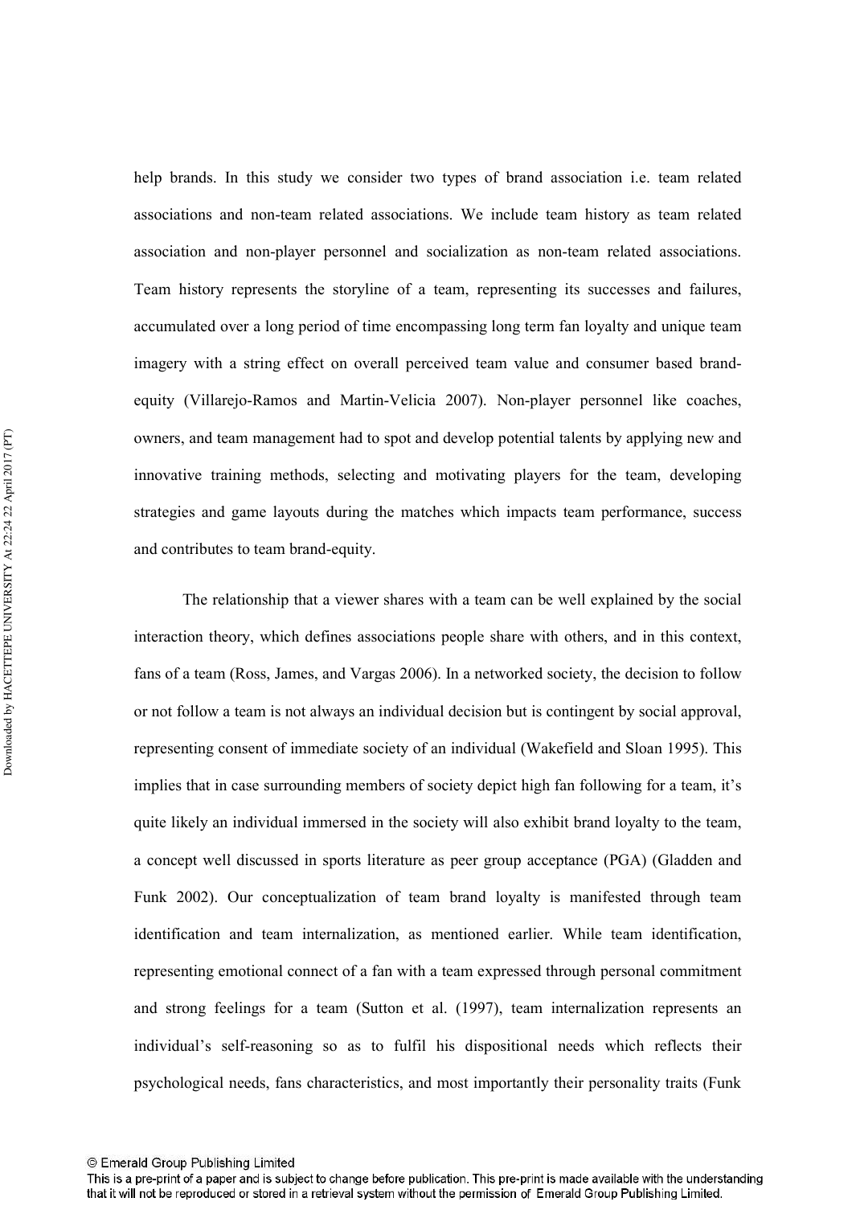help brands. In this study we consider two types of brand association i.e. team related associations and non-team related associations. We include team history as team related association and non-player personnel and socialization as non-team related associations. Team history represents the storyline of a team, representing its successes and failures, accumulated over a long period of time encompassing long term fan loyalty and unique team imagery with a string effect on overall perceived team value and consumer based brand-equity (Villarejo-Ramos and Martin-Velicia 2007). Non-player personnel like coaches, owners, and team management had to spot and develop potential talents by applying new and innovative training methods, selecting and motivating players for the team, developing strategies and game layouts during the matches which impacts team performance, success and contributes to team brand-equity.

The relationship that a viewer shares with a team can be well explained by the social interaction theory, which defines associations people share with others, and in this context, fans of a team (Ross, James, and Vargas 2006). In a networked society, the decision to follow or not follow a team is not always an individual decision but is contingent by social approval, representing consent of immediate society of an individual (Wakefield and Sloan 1995). This implies that in case surrounding members of society depict high fan following for a team, it's quite likely an individual immersed in the society will also exhibit brand loyalty to the team, a concept well discussed in sports literature as peer group acceptance (PGA) (Gladden and Funk 2002). Our conceptualization of team brand loyalty is manifested through team identification and team internalization, as mentioned earlier. While team identification, representing emotional connect of a fan with a team expressed through personal commitment and strong feelings for a team (Sutton et al. (1997), team internalization represents an individual's self-reasoning so as to fulfil his dispositional needs which reflects their psychological needs, fans characteristics, and most importantly their personality traits (Funk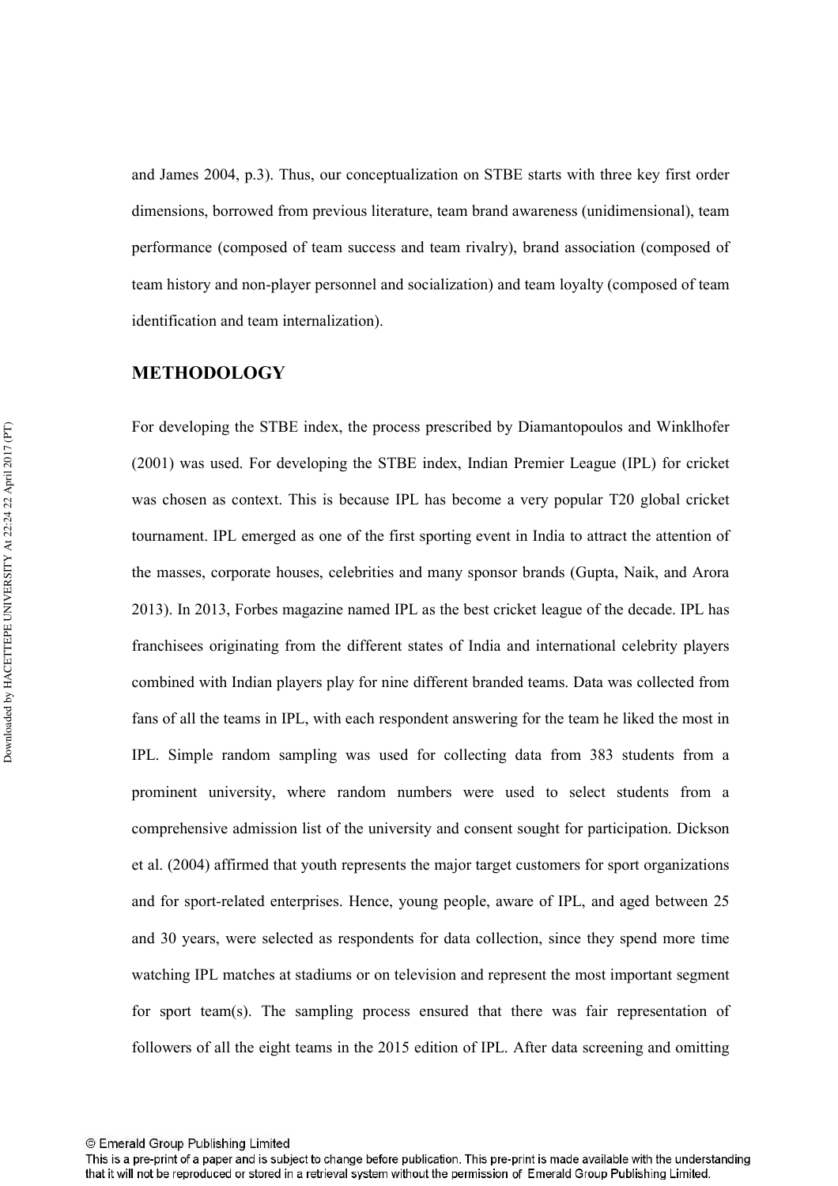and James 2004, p.3). Thus, our conceptualization on STBE starts with three key first order dimensions, borrowed from previous literature, team brand awareness (unidimensional), team performance (composed of team success and team rivalry), brand association (composed of team history and non-player personnel and socialization) and team loyalty (composed of team identification and team internalization).

## METHODOLOGY

For developing the STBE index, the process prescribed by Diamantopoulos and Winklhofer (2001) was used. For developing the STBE index, Indian Premier League (IPL) for cricket was chosen as context. This is because IPL has become a very popular T20 global cricket tournament. IPL emerged as one of the first sporting event in India to attract the attention of the masses, corporate houses, celebrities and many sponsor brands (Gupta, Naik, and Arora 2013). In 2013, Forbes magazine named IPL as the best cricket league of the decade. IPL has franchisees originating from the different states of India and international celebrity players combined with Indian players play for nine different branded teams. Data was collected from fans of all the teams in IPL, with each respondent answering for the team he liked the most in IPL. Simple random sampling was used for collecting data from 383 students from a prominent university, where random numbers were used to select students from a comprehensive admission list of the university and consent sought for participation. Dickson et al. (2004) affirmed that youth represents the major target customers for sport organizations and for sport-related enterprises. Hence, young people, aware of IPL, and aged between 25 and 30 years, were selected as respondents for data collection, since they spend more time watching IPL matches at stadiums or on television and represent the most important segment for sport team(s). The sampling process ensured that there was fair representation of followers of all the eight teams in the 2015 edition of IPL. After data screening and omitting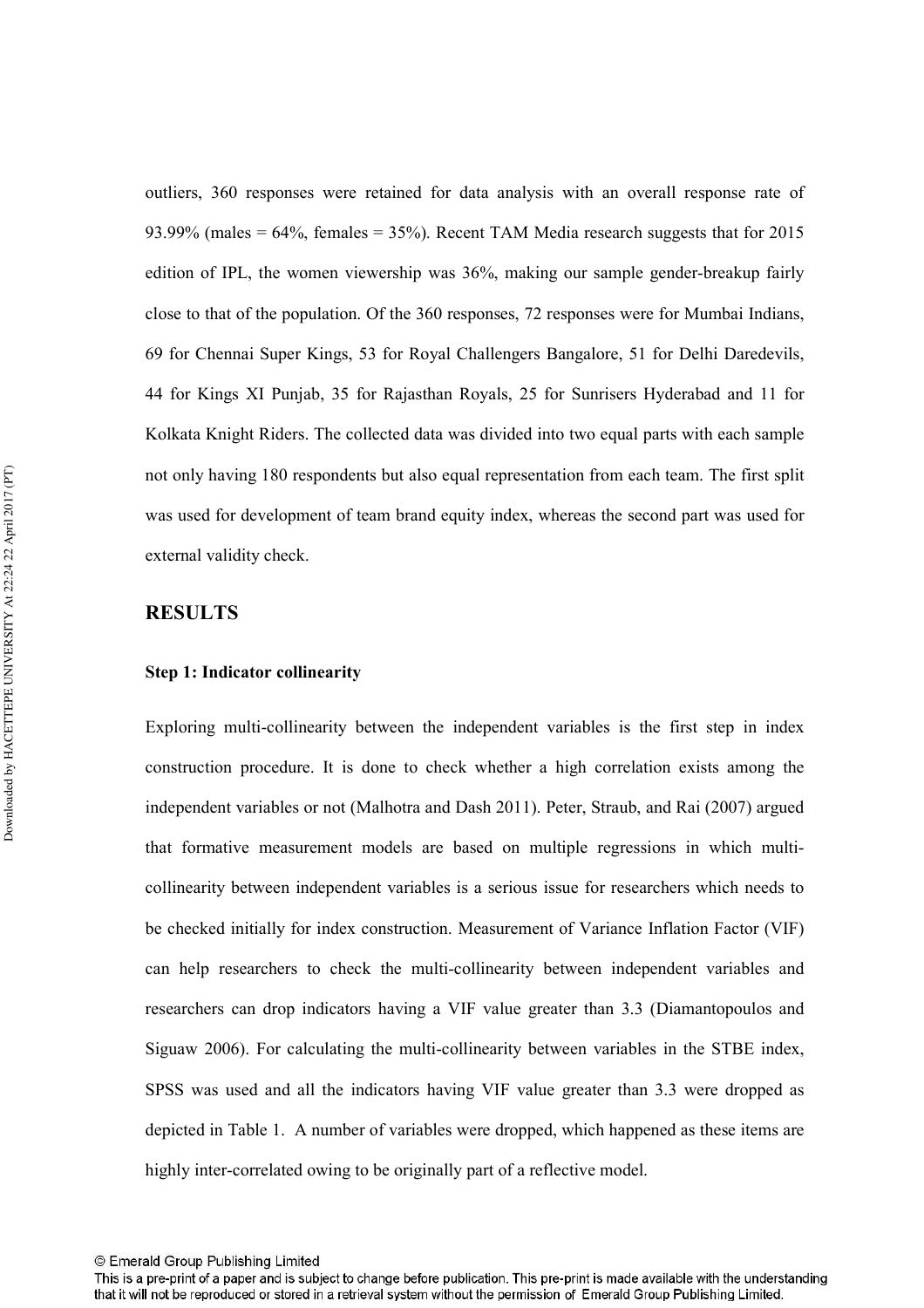outliers, 360 responses were retained for data analysis with an overall response rate of 93.99% (males = 64%, females = 35%). Recent TAM Media research suggests that for 2015 edition of IPL, the women viewership was 36%, making our sample gender-breakup fairly close to that of the population. Of the 360 responses, 72 responses were for Mumbai Indians, 69 for Chennai Super Kings, 53 for Royal Challengers Bangalore, 51 for Delhi Daredevils, 44 for Kings XI Punjab, 35 for Rajasthan Royals, 25 for Sunrisers Hyderabad and 11 for Kolkata Knight Riders. The collected data was divided into two equal parts with each sample not only having 180 respondents but also equal representation from each team. The first split was used for development of team brand equity index, whereas the second part was used for external validity check.

## RESULTS

### Step 1: Indicator collinearity

Exploring multi-collinearity between the independent variables is the first step in index construction procedure. It is done to check whether a high correlation exists among the independent variables or not (Malhotra and Dash 2011). Peter, Straub, and Rai (2007) argued that formative measurement models are based on multiple regressions in which multi-collinearity between independent variables is a serious issue for researchers which needs to be checked initially for index construction. Measurement of Variance Inflation Factor (VIF) can help researchers to check the multi-collinearity between independent variables and researchers can drop indicators having a VIF value greater than 3.3 (Diamantopoulos and Siguaw 2006). For calculating the multi-collinearity between variables in the STBE index, SPSS was used and all the indicators having VIF value greater than 3.3 were dropped as depicted in Table 1. A number of variables were dropped, which happened as these items are highly inter-correlated owing to be originally part of a reflective model.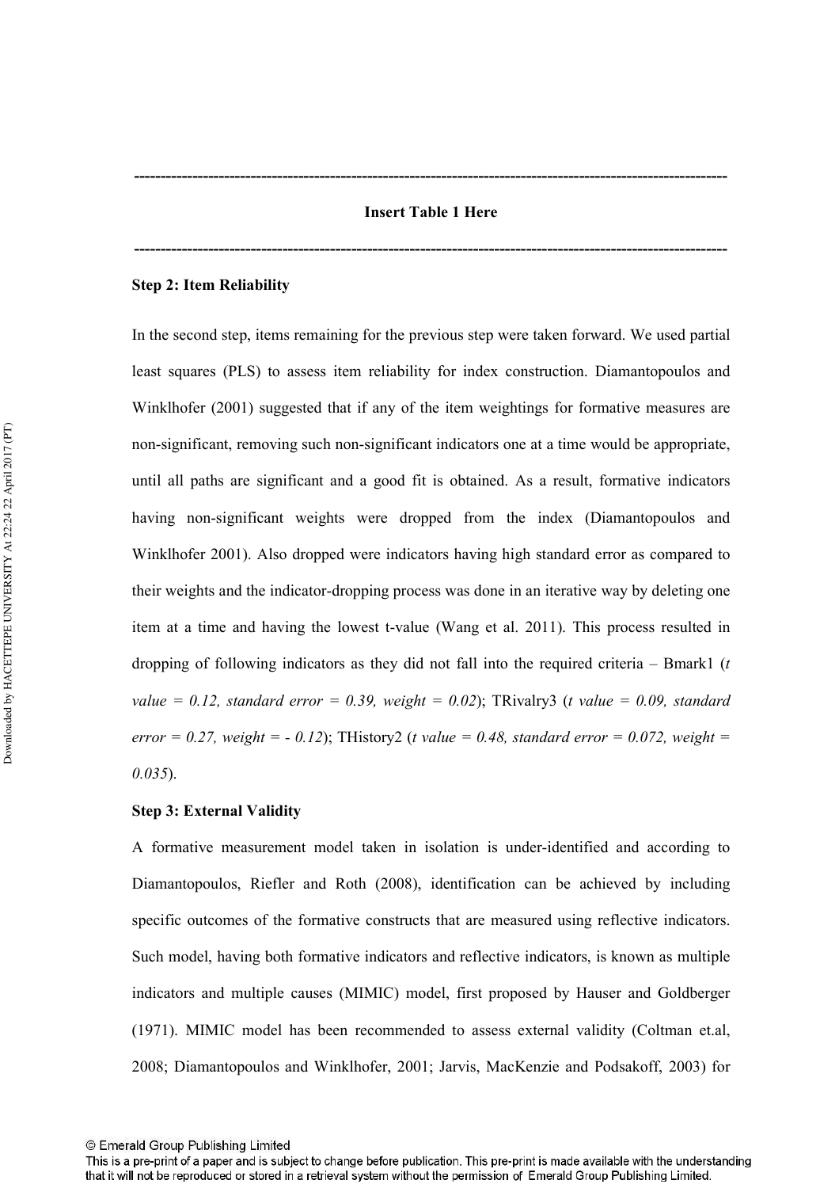---

**Insert Table 1 Here**

---

**Step 2: Item Reliability**

In the second step, items remaining for the previous step were taken forward. We used partial least squares (PLS) to assess item reliability for index construction. Diamantopoulos and Winklhofer (2001) suggested that if any of the item weightings for formative measures are non-significant, removing such non-significant indicators one at a time would be appropriate, until all paths are significant and a good fit is obtained. As a result, formative indicators having non-significant weights were dropped from the index (Diamantopoulos and Winklhofer 2001). Also dropped were indicators having high standard error as compared to their weights and the indicator-dropping process was done in an iterative way by deleting one item at a time and having the lowest t-value (Wang et al. 2011). This process resulted in dropping of following indicators as they did not fall into the required criteria – Bmark1 (*t value = 0.12, standard error = 0.39, weight = 0.02*); TRivalry3 (*t value = 0.09, standard error = 0.27, weight = - 0.12*); THistory2 (*t value = 0.48, standard error = 0.072, weight = 0.035*).

**Step 3: External Validity**

A formative measurement model taken in isolation is under-identified and according to Diamantopoulos, Riefler and Roth (2008), identification can be achieved by including specific outcomes of the formative constructs that are measured using reflective indicators. Such model, having both formative indicators and reflective indicators, is known as multiple indicators and multiple causes (MIMIC) model, first proposed by Hauser and Goldberger (1971). MIMIC model has been recommended to assess external validity (Coltman et.al, 2008; Diamantopoulos and Winklhofer, 2001; Jarvis, MacKenzie and Podsakoff, 2003) for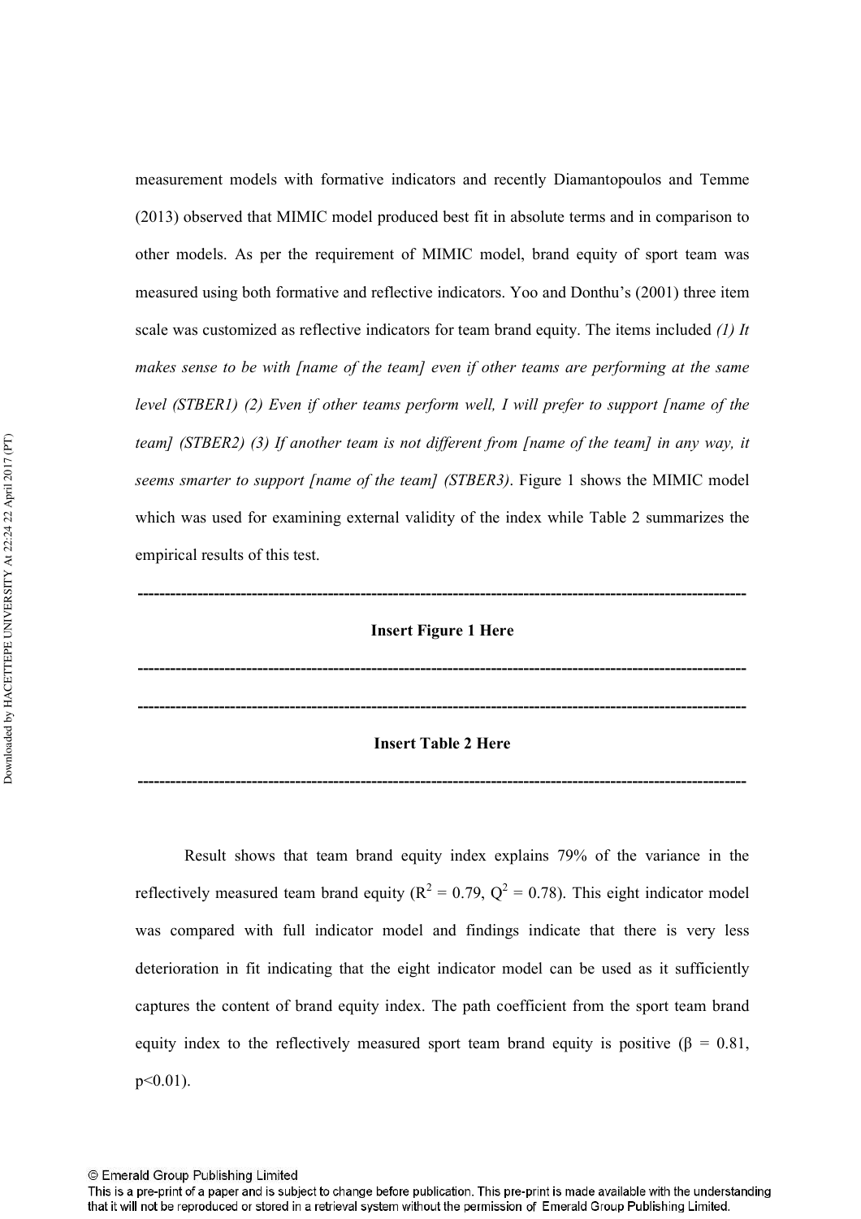measurement models with formative indicators and recently Diamantopoulos and Temme (2013) observed that MIMIC model produced best fit in absolute terms and in comparison to other models. As per the requirement of MIMIC model, brand equity of sport team was measured using both formative and reflective indicators. Yoo and Donthu's (2001) three item scale was customized as reflective indicators for team brand equity. The items included *(1) It makes sense to be with [name of the team] even if other teams are performing at the same level (STBER1) (2) Even if other teams perform well, I will prefer to support [name of the team] (STBER2) (3) If another team is not different from [name of the team] in any way, it seems smarter to support [name of the team] (STBER3)*. Figure 1 shows the MIMIC model which was used for examining external validity of the index while Table 2 summarizes the empirical results of this test.

---

**Insert Figure 1 Here**

---

---

**Insert Table 2 Here**

---

Result shows that team brand equity index explains 79% of the variance in the reflectively measured team brand equity ($R^2 = 0.79$, $Q^2 = 0.78$). This eight indicator model was compared with full indicator model and findings indicate that there is very less deterioration in fit indicating that the eight indicator model can be used as it sufficiently captures the content of brand equity index. The path coefficient from the sport team brand equity index to the reflectively measured sport team brand equity is positive ($\beta = 0.81$, $p<0.01$).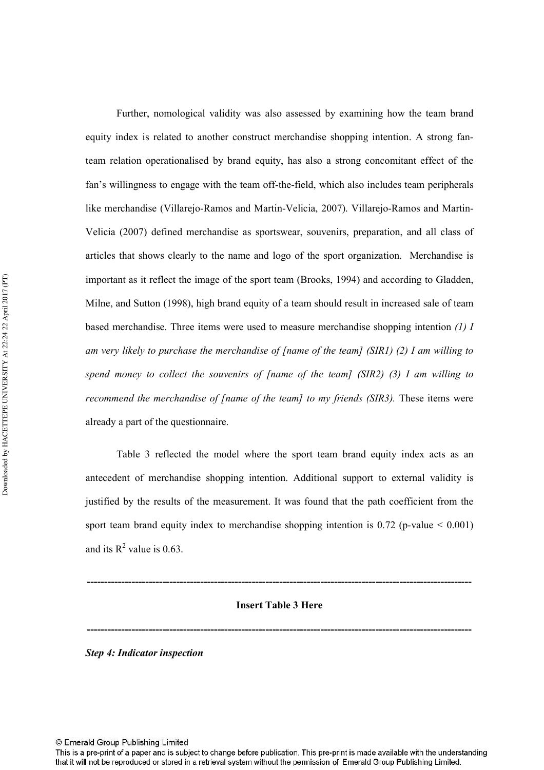Further, nomological validity was also assessed by examining how the team brand equity index is related to another construct merchandise shopping intention. A strong fan-team relation operationalised by brand equity, has also a strong concomitant effect of the fan's willingness to engage with the team off-the-field, which also includes team peripherals like merchandise (Villarejo-Ramos and Martin-Velicia, 2007). Villarejo-Ramos and Martin-Velicia (2007) defined merchandise as sportswear, souvenirs, preparation, and all class of articles that shows clearly to the name and logo of the sport organization. Merchandise is important as it reflect the image of the sport team (Brooks, 1994) and according to Gladden, Milne, and Sutton (1998), high brand equity of a team should result in increased sale of team based merchandise. Three items were used to measure merchandise shopping intention *(1) I am very likely to purchase the merchandise of [name of the team] (SIR1) (2) I am willing to spend money to collect the souvenirs of [name of the team] (SIR2) (3) I am willing to recommend the merchandise of [name of the team] to my friends (SIR3).* These items were already a part of the questionnaire.

Table 3 reflected the model where the sport team brand equity index acts as an antecedent of merchandise shopping intention. Additional support to external validity is justified by the results of the measurement. It was found that the path coefficient from the sport team brand equity index to merchandise shopping intention is 0.72 (p-value $< 0.001$) and its $R^2$ value is 0.63.

---

**Insert Table 3 Here**

---

***Step 4: Indicator inspection***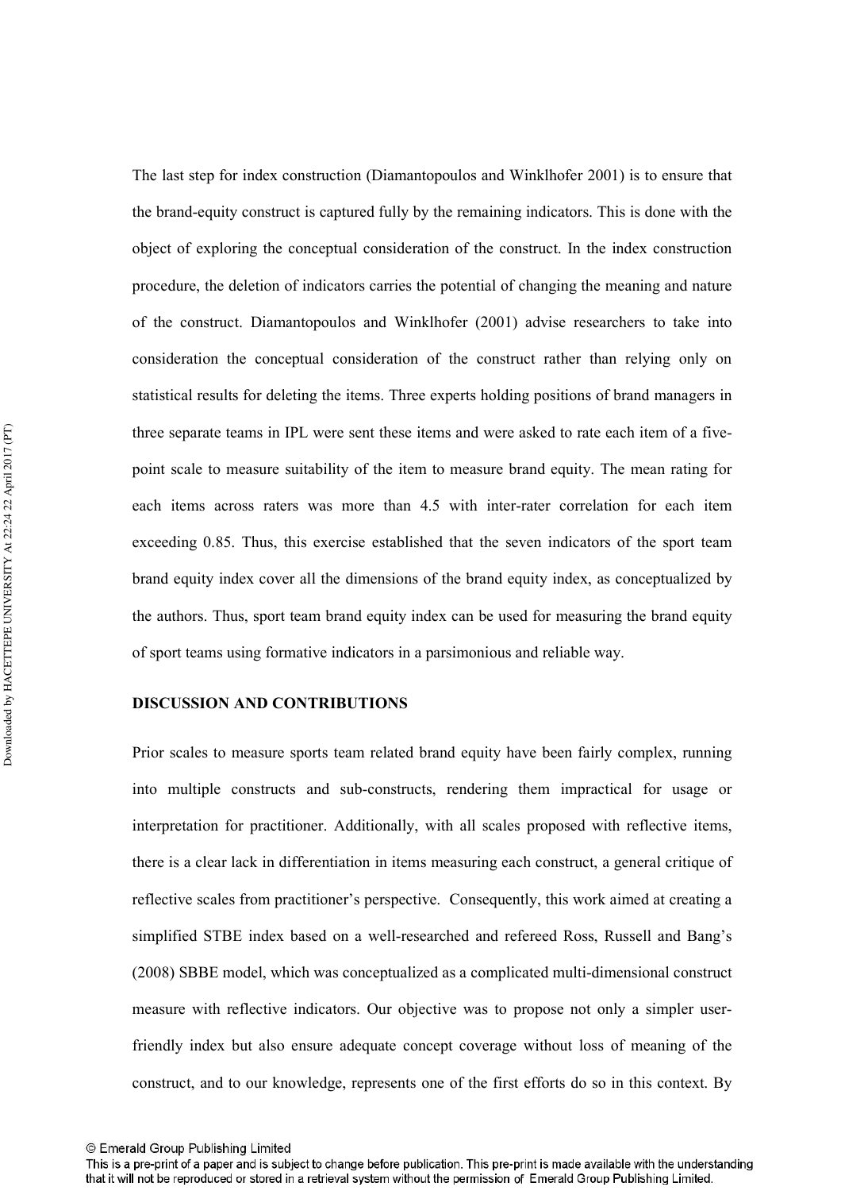The last step for index construction (Diamantopoulos and Winklhofer 2001) is to ensure that the brand-equity construct is captured fully by the remaining indicators. This is done with the object of exploring the conceptual consideration of the construct. In the index construction procedure, the deletion of indicators carries the potential of changing the meaning and nature of the construct. Diamantopoulos and Winklhofer (2001) advise researchers to take into consideration the conceptual consideration of the construct rather than relying only on statistical results for deleting the items. Three experts holding positions of brand managers in three separate teams in IPL were sent these items and were asked to rate each item of a five-point scale to measure suitability of the item to measure brand equity. The mean rating for each items across raters was more than 4.5 with inter-rater correlation for each item exceeding 0.85. Thus, this exercise established that the seven indicators of the sport team brand equity index cover all the dimensions of the brand equity index, as conceptualized by the authors. Thus, sport team brand equity index can be used for measuring the brand equity of sport teams using formative indicators in a parsimonious and reliable way.

## DISCUSSION AND CONTRIBUTIONS

Prior scales to measure sports team related brand equity have been fairly complex, running into multiple constructs and sub-constructs, rendering them impractical for usage or interpretation for practitioner. Additionally, with all scales proposed with reflective items, there is a clear lack in differentiation in items measuring each construct, a general critique of reflective scales from practitioner's perspective. Consequently, this work aimed at creating a simplified STBE index based on a well-researched and refereed Ross, Russell and Bang's (2008) SBBE model, which was conceptualized as a complicated multi-dimensional construct measure with reflective indicators. Our objective was to propose not only a simpler user-friendly index but also ensure adequate concept coverage without loss of meaning of the construct, and to our knowledge, represents one of the first efforts do so in this context. By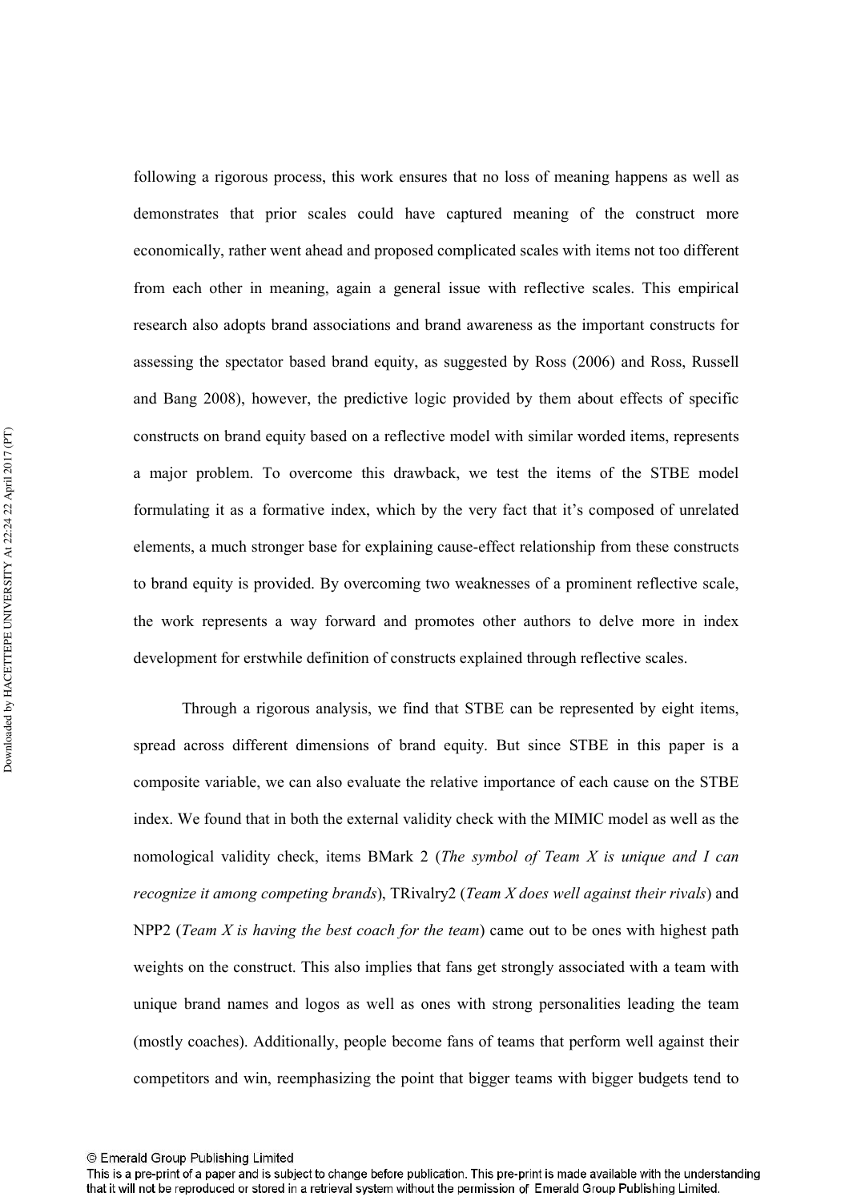following a rigorous process, this work ensures that no loss of meaning happens as well as demonstrates that prior scales could have captured meaning of the construct more economically, rather went ahead and proposed complicated scales with items not too different from each other in meaning, again a general issue with reflective scales. This empirical research also adopts brand associations and brand awareness as the important constructs for assessing the spectator based brand equity, as suggested by Ross (2006) and Ross, Russell and Bang 2008), however, the predictive logic provided by them about effects of specific constructs on brand equity based on a reflective model with similar worded items, represents a major problem. To overcome this drawback, we test the items of the STBE model formulating it as a formative index, which by the very fact that it's composed of unrelated elements, a much stronger base for explaining cause-effect relationship from these constructs to brand equity is provided. By overcoming two weaknesses of a prominent reflective scale, the work represents a way forward and promotes other authors to delve more in index development for erstwhile definition of constructs explained through reflective scales.

Through a rigorous analysis, we find that STBE can be represented by eight items, spread across different dimensions of brand equity. But since STBE in this paper is a composite variable, we can also evaluate the relative importance of each cause on the STBE index. We found that in both the external validity check with the MIMIC model as well as the nomological validity check, items BMark 2 (*The symbol of Team X is unique and I can recognize it among competing brands*), TRivalry2 (*Team X does well against their rivals*) and NPP2 (*Team X is having the best coach for the team*) came out to be ones with highest path weights on the construct. This also implies that fans get strongly associated with a team with unique brand names and logos as well as ones with strong personalities leading the team (mostly coaches). Additionally, people become fans of teams that perform well against their competitors and win, reemphasizing the point that bigger teams with bigger budgets tend to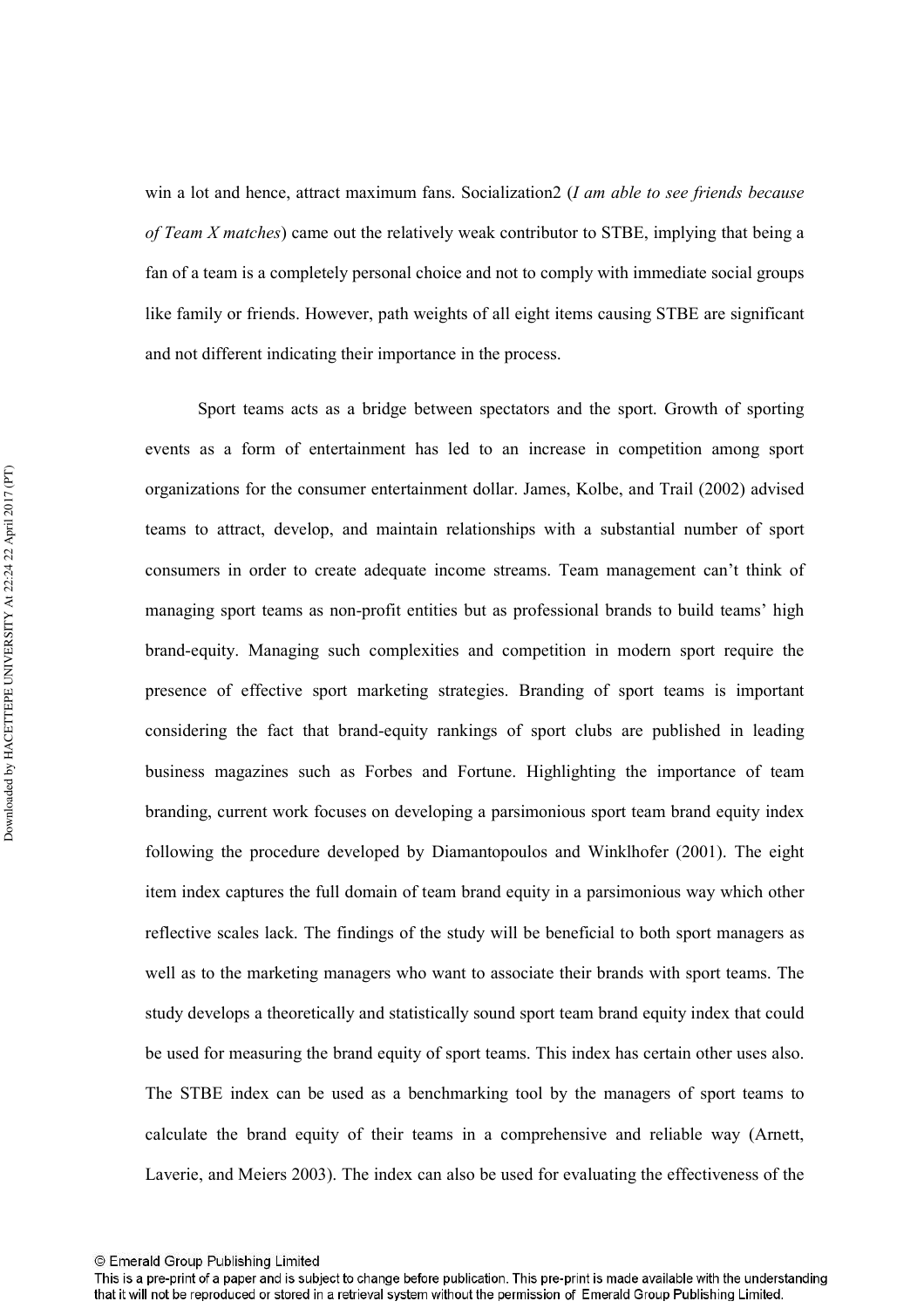win a lot and hence, attract maximum fans. Socialization2 (*I am able to see friends because of Team X matches*) came out the relatively weak contributor to STBE, implying that being a fan of a team is a completely personal choice and not to comply with immediate social groups like family or friends. However, path weights of all eight items causing STBE are significant and not different indicating their importance in the process.

Sport teams acts as a bridge between spectators and the sport. Growth of sporting events as a form of entertainment has led to an increase in competition among sport organizations for the consumer entertainment dollar. James, Kolbe, and Trail (2002) advised teams to attract, develop, and maintain relationships with a substantial number of sport consumers in order to create adequate income streams. Team management can't think of managing sport teams as non-profit entities but as professional brands to build teams' high brand-equity. Managing such complexities and competition in modern sport require the presence of effective sport marketing strategies. Branding of sport teams is important considering the fact that brand-equity rankings of sport clubs are published in leading business magazines such as Forbes and Fortune. Highlighting the importance of team branding, current work focuses on developing a parsimonious sport team brand equity index following the procedure developed by Diamantopoulos and Winklhofer (2001). The eight item index captures the full domain of team brand equity in a parsimonious way which other reflective scales lack. The findings of the study will be beneficial to both sport managers as well as to the marketing managers who want to associate their brands with sport teams. The study develops a theoretically and statistically sound sport team brand equity index that could be used for measuring the brand equity of sport teams. This index has certain other uses also. The STBE index can be used as a benchmarking tool by the managers of sport teams to calculate the brand equity of their teams in a comprehensive and reliable way (Arnett, Laverie, and Meiers 2003). The index can also be used for evaluating the effectiveness of the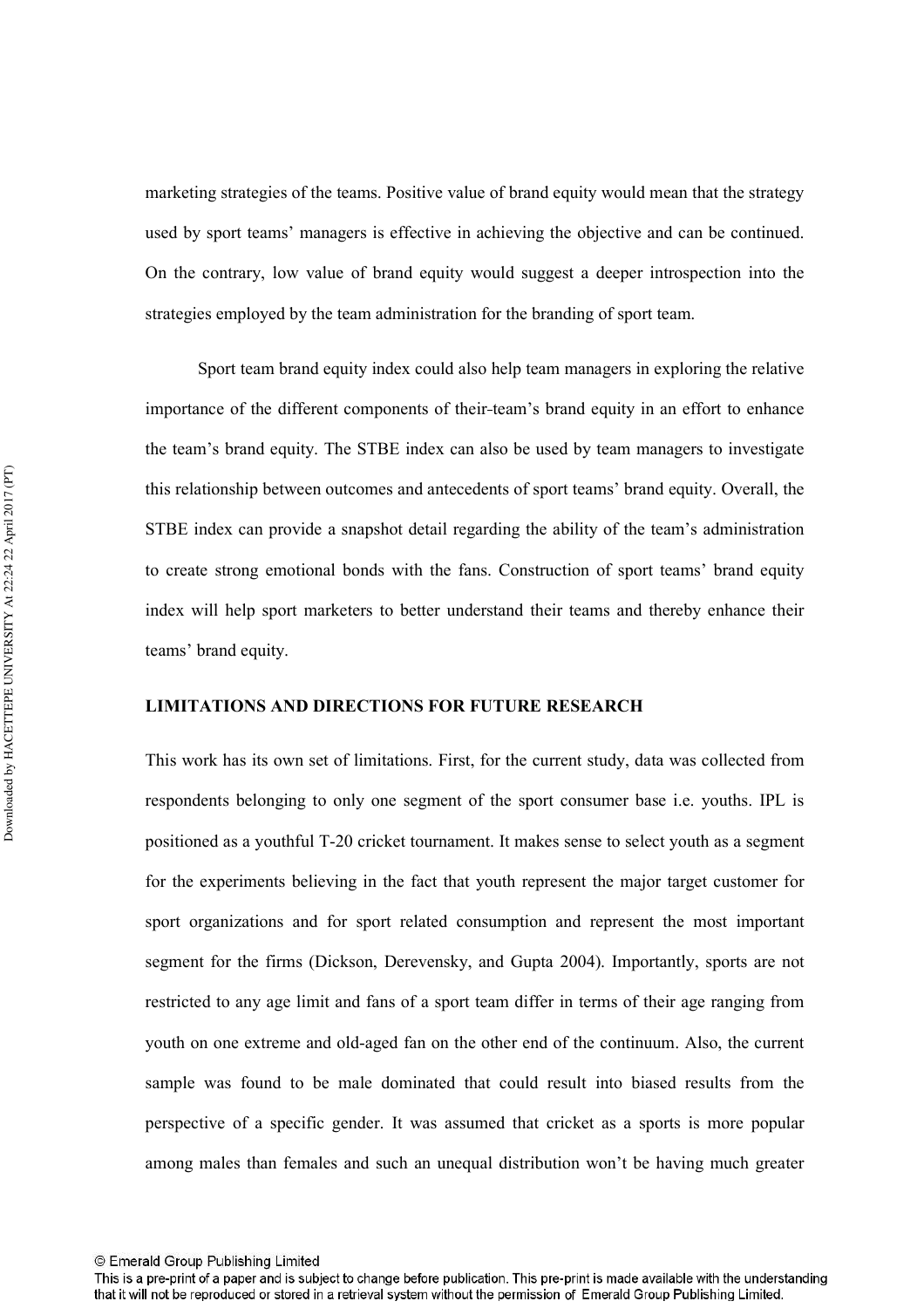marketing strategies of the teams. Positive value of brand equity would mean that the strategy used by sport teams' managers is effective in achieving the objective and can be continued. On the contrary, low value of brand equity would suggest a deeper introspection into the strategies employed by the team administration for the branding of sport team.

Sport team brand equity index could also help team managers in exploring the relative importance of the different components of their-team's brand equity in an effort to enhance the team's brand equity. The STBE index can also be used by team managers to investigate this relationship between outcomes and antecedents of sport teams' brand equity. Overall, the STBE index can provide a snapshot detail regarding the ability of the team's administration to create strong emotional bonds with the fans. Construction of sport teams' brand equity index will help sport marketers to better understand their teams and thereby enhance their teams' brand equity.

## LIMITATIONS AND DIRECTIONS FOR FUTURE RESEARCH

This work has its own set of limitations. First, for the current study, data was collected from respondents belonging to only one segment of the sport consumer base i.e. youths. IPL is positioned as a youthful T-20 cricket tournament. It makes sense to select youth as a segment for the experiments believing in the fact that youth represent the major target customer for sport organizations and for sport related consumption and represent the most important segment for the firms (Dickson, Derevensky, and Gupta 2004). Importantly, sports are not restricted to any age limit and fans of a sport team differ in terms of their age ranging from youth on one extreme and old-aged fan on the other end of the continuum. Also, the current sample was found to be male dominated that could result into biased results from the perspective of a specific gender. It was assumed that cricket as a sports is more popular among males than females and such an unequal distribution won't be having much greater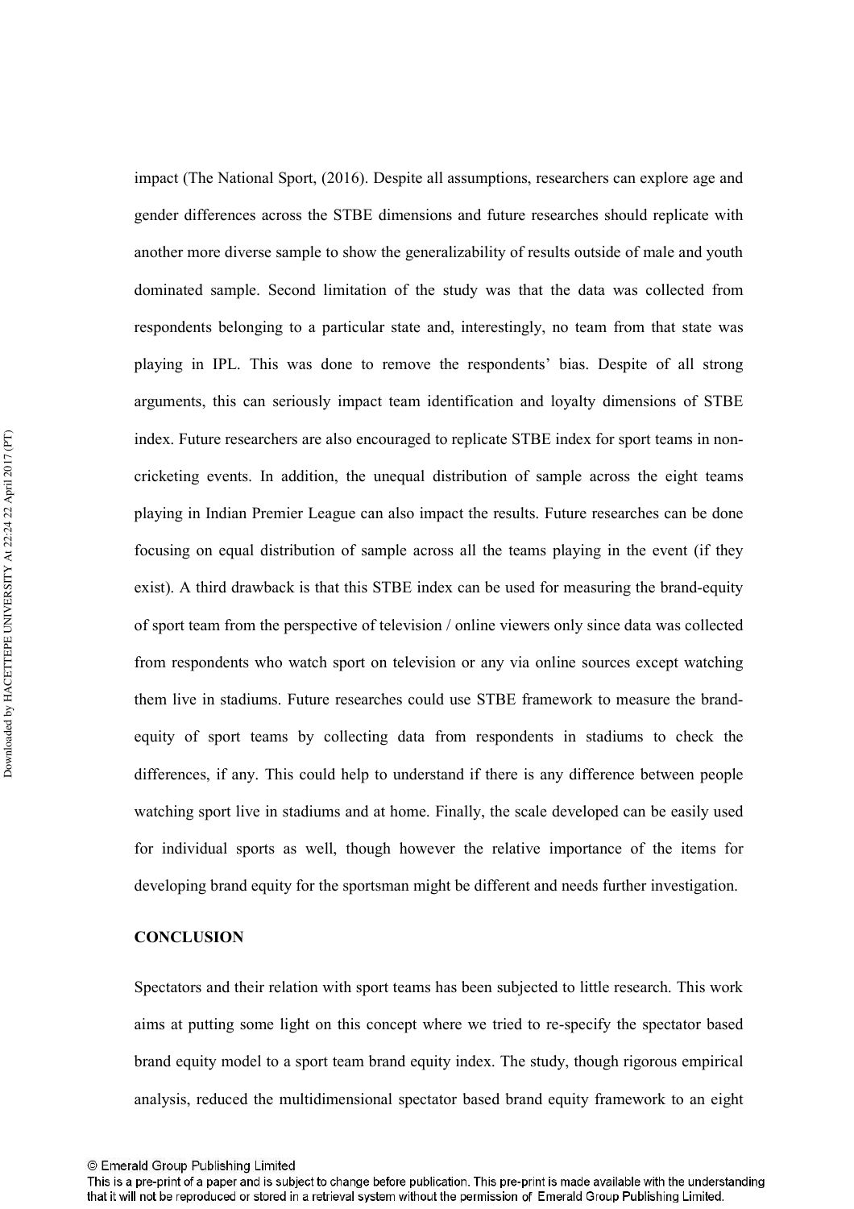impact (The National Sport, (2016). Despite all assumptions, researchers can explore age and gender differences across the STBE dimensions and future researches should replicate with another more diverse sample to show the generalizability of results outside of male and youth dominated sample. Second limitation of the study was that the data was collected from respondents belonging to a particular state and, interestingly, no team from that state was playing in IPL. This was done to remove the respondents' bias. Despite of all strong arguments, this can seriously impact team identification and loyalty dimensions of STBE index. Future researchers are also encouraged to replicate STBE index for sport teams in non-cricketing events. In addition, the unequal distribution of sample across the eight teams playing in Indian Premier League can also impact the results. Future researches can be done focusing on equal distribution of sample across all the teams playing in the event (if they exist). A third drawback is that this STBE index can be used for measuring the brand-equity of sport team from the perspective of television / online viewers only since data was collected from respondents who watch sport on television or any via online sources except watching them live in stadiums. Future researches could use STBE framework to measure the brand-equity of sport teams by collecting data from respondents in stadiums to check the differences, if any. This could help to understand if there is any difference between people watching sport live in stadiums and at home. Finally, the scale developed can be easily used for individual sports as well, though however the relative importance of the items for developing brand equity for the sportsman might be different and needs further investigation.

## CONCLUSION

Spectators and their relation with sport teams has been subjected to little research. This work aims at putting some light on this concept where we tried to re-specify the spectator based brand equity model to a sport team brand equity index. The study, though rigorous empirical analysis, reduced the multidimensional spectator based brand equity framework to an eight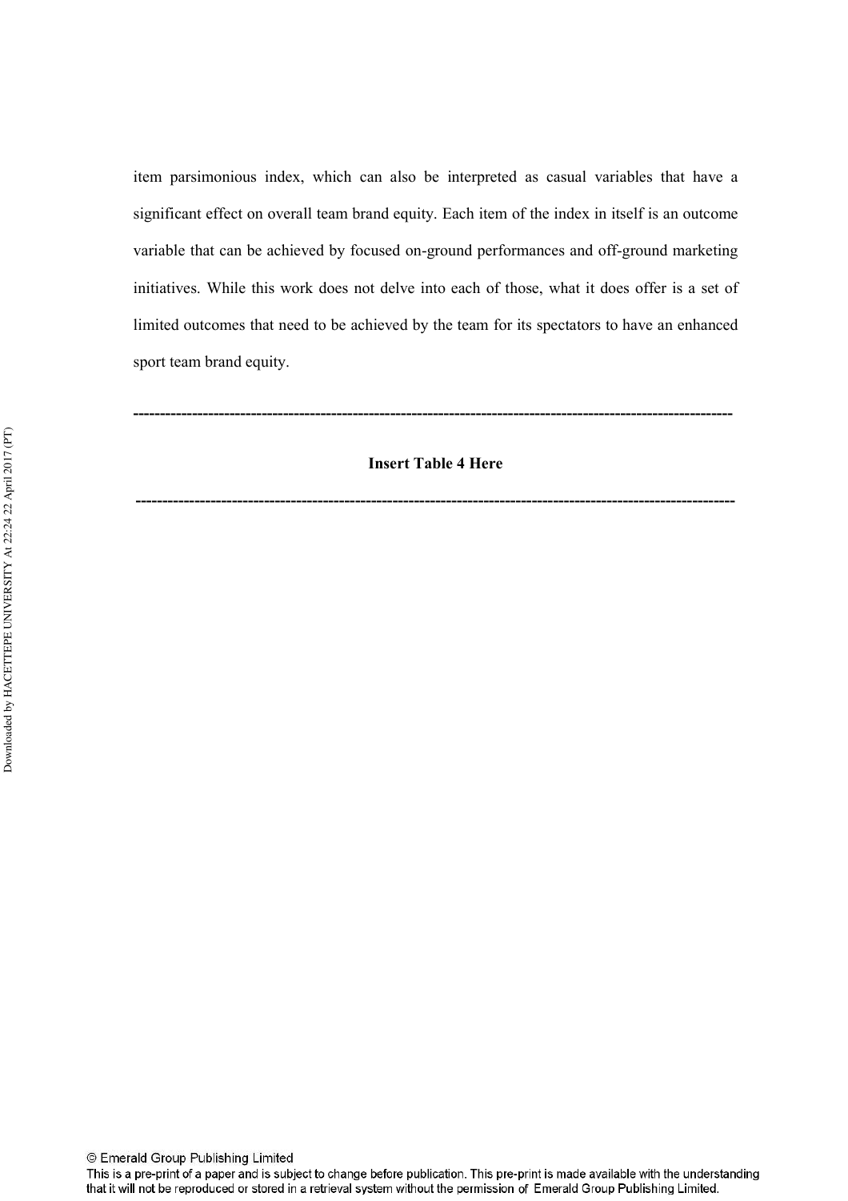item parsimonious index, which can also be interpreted as casual variables that have a significant effect on overall team brand equity. Each item of the index in itself is an outcome variable that can be achieved by focused on-ground performances and off-ground marketing initiatives. While this work does not delve into each of those, what it does offer is a set of limited outcomes that need to be achieved by the team for its spectators to have an enhanced sport team brand equity.

---

**Insert Table 4 Here**

---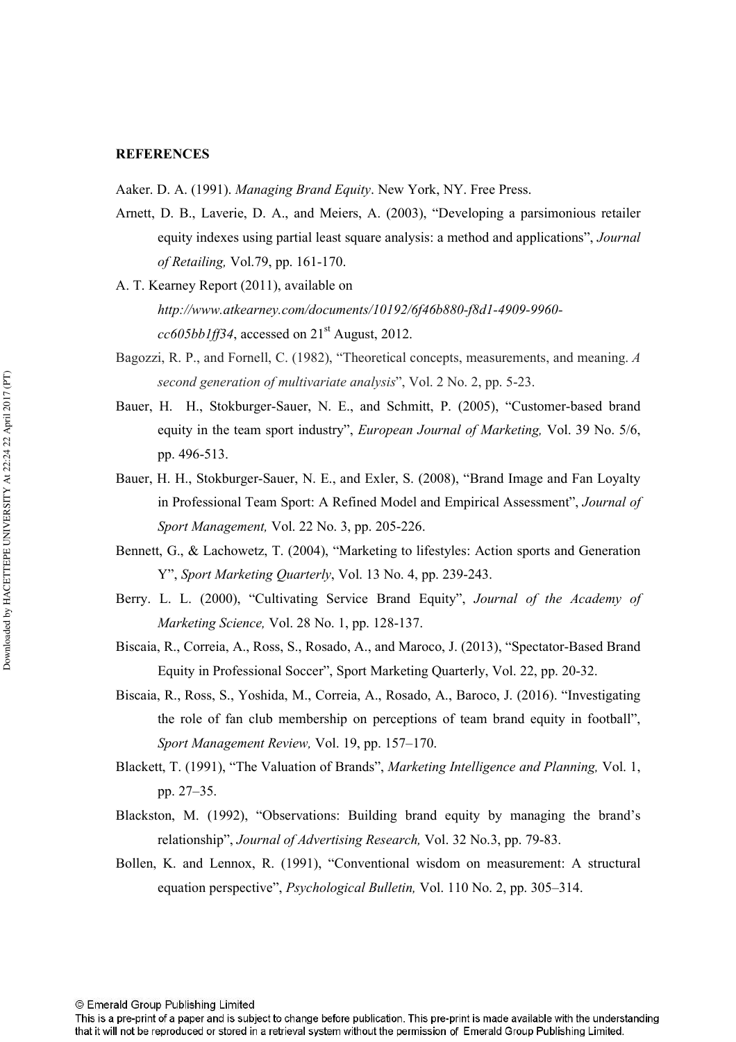**REFERENCES**

Aaker. D. A. (1991). *Managing Brand Equity*. New York, NY. Free Press.

Arnett, D. B., Laverie, D. A., and Meiers, A. (2003), "Developing a parsimonious retailer equity indexes using partial least square analysis: a method and applications", *Journal of Retailing,* Vol.79, pp. 161-170.

A. T. Kearney Report (2011), available on *http://www.atkearney.com/documents/10192/6f46b880-f8d1-4909-9960-cc605bb1ff34*, accessed on 21st August, 2012.

Bagozzi, R. P., and Fornell, C. (1982), "Theoretical concepts, measurements, and meaning. *A second generation of multivariate analysis*", Vol. 2 No. 2, pp. 5-23.

Bauer, H. H., Stokburger-Sauer, N. E., and Schmitt, P. (2005), "Customer-based brand equity in the team sport industry", *European Journal of Marketing,* Vol. 39 No. 5/6, pp. 496-513.

Bauer, H. H., Stokburger-Sauer, N. E., and Exler, S. (2008), "Brand Image and Fan Loyalty in Professional Team Sport: A Refined Model and Empirical Assessment", *Journal of Sport Management,* Vol. 22 No. 3, pp. 205-226.

Bennett, G., & Lachowetz, T. (2004), "Marketing to lifestyles: Action sports and Generation Y", *Sport Marketing Quarterly*, Vol. 13 No. 4, pp. 239-243.

Berry. L. L. (2000), "Cultivating Service Brand Equity", *Journal of the Academy of Marketing Science,* Vol. 28 No. 1, pp. 128-137.

Biscaia, R., Correia, A., Ross, S., Rosado, A., and Maroco, J. (2013), "Spectator-Based Brand Equity in Professional Soccer", Sport Marketing Quarterly, Vol. 22, pp. 20-32.

Biscaia, R., Ross, S., Yoshida, M., Correia, A., Rosado, A., Baroco, J. (2016). "Investigating the role of fan club membership on perceptions of team brand equity in football", *Sport Management Review,* Vol. 19, pp. 157–170.

Blackett, T. (1991), "The Valuation of Brands", *Marketing Intelligence and Planning,* Vol. 1, pp. 27–35.

Blackston, M. (1992), "Observations: Building brand equity by managing the brand's relationship", *Journal of Advertising Research,* Vol. 32 No.3, pp. 79-83.

Bollen, K. and Lennox, R. (1991), "Conventional wisdom on measurement: A structural equation perspective", *Psychological Bulletin,* Vol. 110 No. 2, pp. 305–314.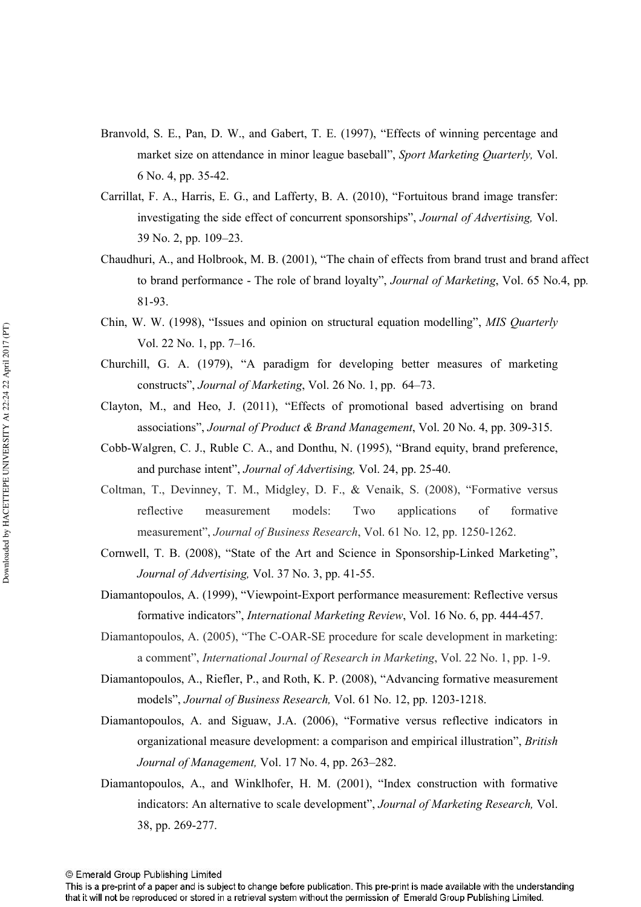Branvold, S. E., Pan, D. W., and Gabert, T. E. (1997), "Effects of winning percentage and market size on attendance in minor league baseball", *Sport Marketing Quarterly,* Vol. 6 No. 4, pp. 35-42.

Carrillat, F. A., Harris, E. G., and Lafferty, B. A. (2010), "Fortuitous brand image transfer: investigating the side effect of concurrent sponsorships", *Journal of Advertising,* Vol. 39 No. 2, pp. 109–23.

Chaudhuri, A., and Holbrook, M. B. (2001), "The chain of effects from brand trust and brand affect to brand performance - The role of brand loyalty", *Journal of Marketing*, Vol. 65 No.4, pp. 81-93.

Chin, W. W. (1998), "Issues and opinion on structural equation modelling", *MIS Quarterly* Vol. 22 No. 1, pp. 7–16.

Churchill, G. A. (1979), "A paradigm for developing better measures of marketing constructs", *Journal of Marketing*, Vol. 26 No. 1, pp. 64–73.

Clayton, M., and Heo, J. (2011), "Effects of promotional based advertising on brand associations", *Journal of Product & Brand Management*, Vol. 20 No. 4, pp. 309-315.

Cobb-Walgren, C. J., Ruble C. A., and Donthu, N. (1995), "Brand equity, brand preference, and purchase intent", *Journal of Advertising,* Vol. 24, pp. 25-40.

Coltman, T., Devinney, T. M., Midgley, D. F., & Venaik, S. (2008), "Formative versus reflective measurement models: Two applications of formative measurement", *Journal of Business Research*, Vol. 61 No. 12, pp. 1250-1262.

Cornwell, T. B. (2008), "State of the Art and Science in Sponsorship-Linked Marketing", *Journal of Advertising,* Vol. 37 No. 3, pp. 41-55.

Diamantopoulos, A. (1999), "Viewpoint-Export performance measurement: Reflective versus formative indicators", *International Marketing Review*, Vol. 16 No. 6, pp. 444-457.

Diamantopoulos, A. (2005), "The C-OAR-SE procedure for scale development in marketing: a comment", *International Journal of Research in Marketing*, Vol. 22 No. 1, pp. 1-9.

Diamantopoulos, A., Riefler, P., and Roth, K. P. (2008), "Advancing formative measurement models", *Journal of Business Research,* Vol. 61 No. 12, pp. 1203-1218.

Diamantopoulos, A. and Siguaw, J.A. (2006), "Formative versus reflective indicators in organizational measure development: a comparison and empirical illustration", *British Journal of Management,* Vol. 17 No. 4, pp. 263–282.

Diamantopoulos, A., and Winklhofer, H. M. (2001), "Index construction with formative indicators: An alternative to scale development", *Journal of Marketing Research,* Vol. 38, pp. 269-277.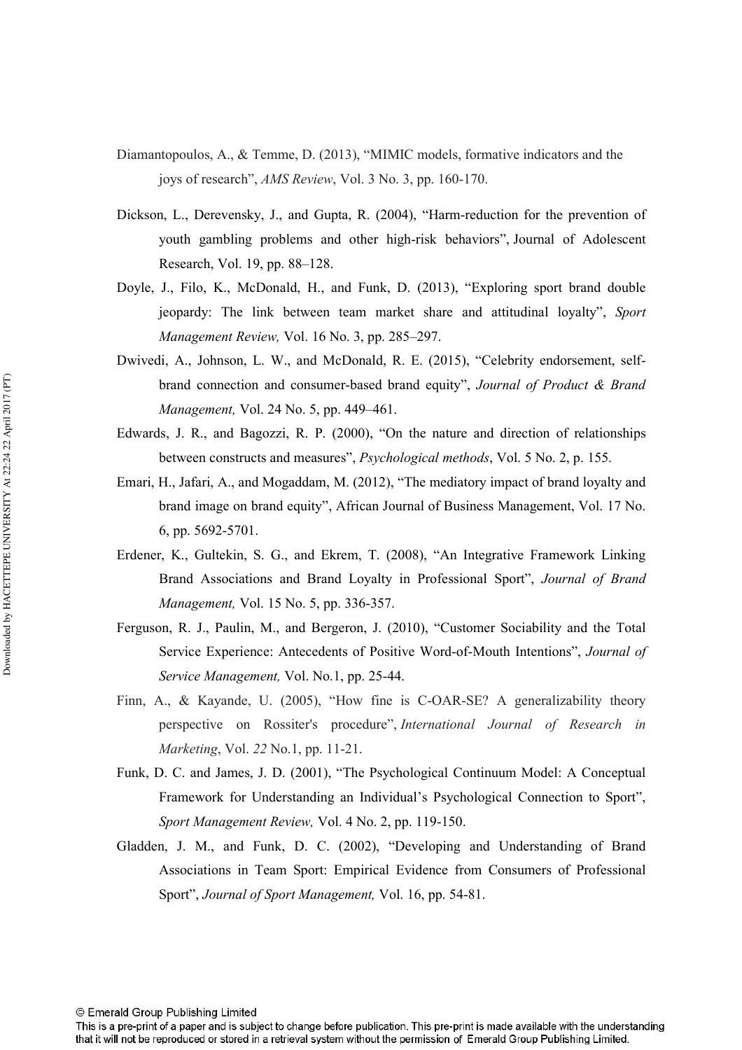Diamantopoulos, A., & Temme, D. (2013), "MIMIC models, formative indicators and the joys of research", *AMS Review*, Vol. 3 No. 3, pp. 160-170.

Dickson, L., Derevensky, J., and Gupta, R. (2004), "Harm-reduction for the prevention of youth gambling problems and other high-risk behaviors", Journal of Adolescent Research, Vol. 19, pp. 88–128.

Doyle, J., Filo, K., McDonald, H., and Funk, D. (2013), "Exploring sport brand double jeopardy: The link between team market share and attitudinal loyalty", *Sport Management Review,* Vol. 16 No. 3, pp. 285–297.

Dwivedi, A., Johnson, L. W., and McDonald, R. E. (2015), "Celebrity endorsement, self-brand connection and consumer-based brand equity", *Journal of Product & Brand Management,* Vol. 24 No. 5, pp. 449–461.

Edwards, J. R., and Bagozzi, R. P. (2000), "On the nature and direction of relationships between constructs and measures", *Psychological methods*, Vol. 5 No. 2, p. 155.

Emari, H., Jafari, A., and Mogaddam, M. (2012), "The mediatory impact of brand loyalty and brand image on brand equity", African Journal of Business Management, Vol. 17 No. 6, pp. 5692-5701.

Erdener, K., Gultekin, S. G., and Ekrem, T. (2008), "An Integrative Framework Linking Brand Associations and Brand Loyalty in Professional Sport", *Journal of Brand Management,* Vol. 15 No. 5, pp. 336-357.

Ferguson, R. J., Paulin, M., and Bergeron, J. (2010), "Customer Sociability and the Total Service Experience: Antecedents of Positive Word-of-Mouth Intentions", *Journal of Service Management,* Vol. No.1, pp. 25-44.

Finn, A., & Kayande, U. (2005), "How fine is C-OAR-SE? A generalizability theory perspective on Rossiter's procedure", *International Journal of Research in Marketing*, Vol. *22* No.1, pp. 11-21.

Funk, D. C. and James, J. D. (2001), "The Psychological Continuum Model: A Conceptual Framework for Understanding an Individual's Psychological Connection to Sport", *Sport Management Review,* Vol. 4 No. 2, pp. 119-150.

Gladden, J. M., and Funk, D. C. (2002), "Developing and Understanding of Brand Associations in Team Sport: Empirical Evidence from Consumers of Professional Sport", *Journal of Sport Management,* Vol. 16, pp. 54-81.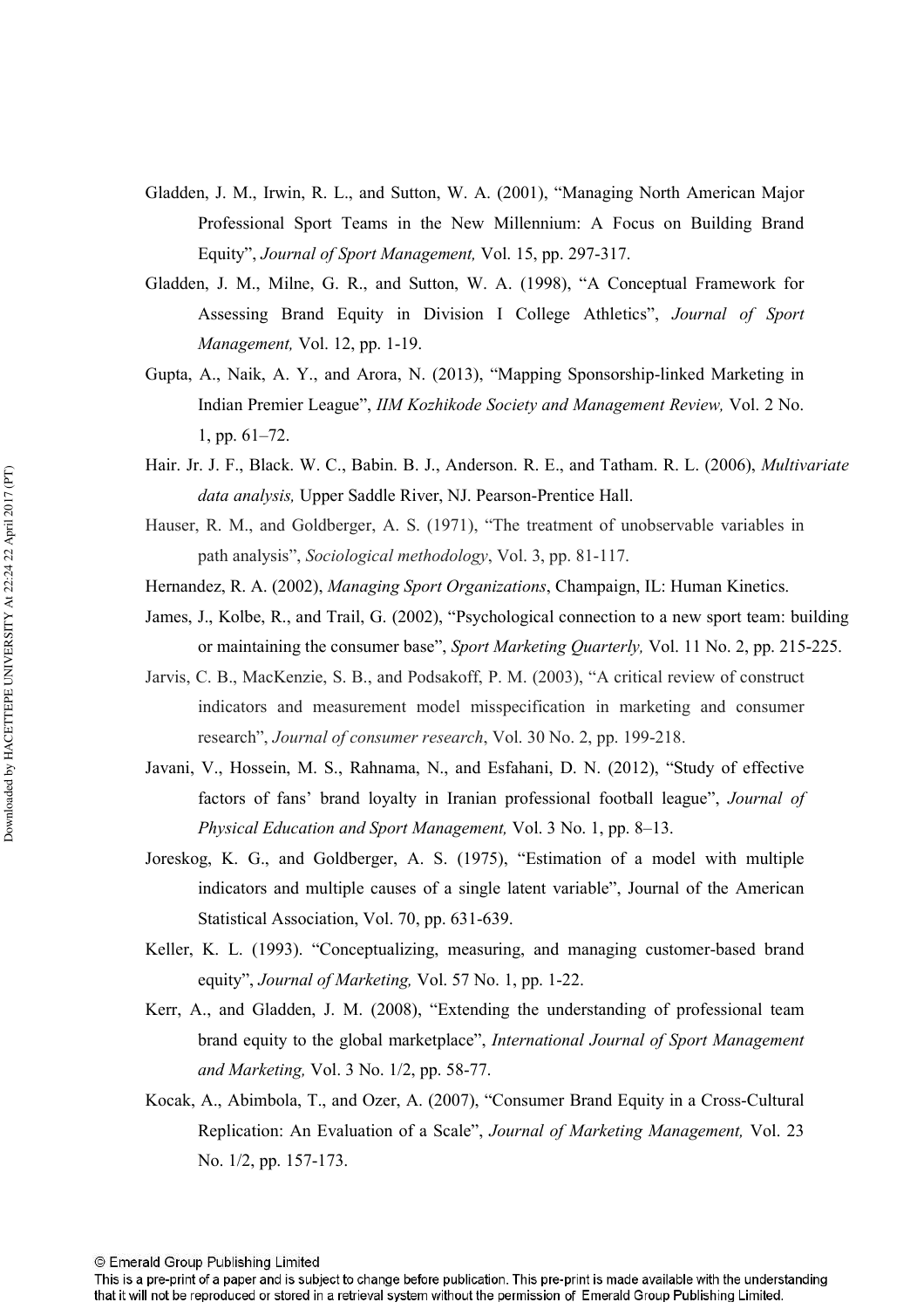Gladden, J. M., Irwin, R. L., and Sutton, W. A. (2001), "Managing North American Major Professional Sport Teams in the New Millennium: A Focus on Building Brand Equity", *Journal of Sport Management,* Vol. 15, pp. 297-317.

Gladden, J. M., Milne, G. R., and Sutton, W. A. (1998), "A Conceptual Framework for Assessing Brand Equity in Division I College Athletics", *Journal of Sport Management,* Vol. 12, pp. 1-19.

Gupta, A., Naik, A. Y., and Arora, N. (2013), "Mapping Sponsorship-linked Marketing in Indian Premier League", *IIM Kozhikode Society and Management Review,* Vol. 2 No. 1, pp. 61–72.

Hair. Jr. J. F., Black. W. C., Babin. B. J., Anderson. R. E., and Tatham. R. L. (2006), *Multivariate data analysis,* Upper Saddle River, NJ. Pearson-Prentice Hall.

Hauser, R. M., and Goldberger, A. S. (1971), "The treatment of unobservable variables in path analysis", *Sociological methodology*, Vol. 3, pp. 81-117.

Hernandez, R. A. (2002), *Managing Sport Organizations*, Champaign, IL: Human Kinetics.

James, J., Kolbe, R., and Trail, G. (2002), "Psychological connection to a new sport team: building or maintaining the consumer base", *Sport Marketing Quarterly,* Vol. 11 No. 2, pp. 215-225.

Jarvis, C. B., MacKenzie, S. B., and Podsakoff, P. M. (2003), "A critical review of construct indicators and measurement model misspecification in marketing and consumer research", *Journal of consumer research*, Vol. 30 No. 2, pp. 199-218.

Javani, V., Hossein, M. S., Rahnama, N., and Esfahani, D. N. (2012), "Study of effective factors of fans' brand loyalty in Iranian professional football league", *Journal of Physical Education and Sport Management,* Vol. 3 No. 1, pp. 8–13.

Joreskog, K. G., and Goldberger, A. S. (1975), "Estimation of a model with multiple indicators and multiple causes of a single latent variable", Journal of the American Statistical Association, Vol. 70, pp. 631-639.

Keller, K. L. (1993). "Conceptualizing, measuring, and managing customer-based brand equity", *Journal of Marketing,* Vol. 57 No. 1, pp. 1-22.

Kerr, A., and Gladden, J. M. (2008), "Extending the understanding of professional team brand equity to the global marketplace", *International Journal of Sport Management and Marketing,* Vol. 3 No. 1/2, pp. 58-77.

Kocak, A., Abimbola, T., and Ozer, A. (2007), "Consumer Brand Equity in a Cross-Cultural Replication: An Evaluation of a Scale", *Journal of Marketing Management,* Vol. 23 No. 1/2, pp. 157-173.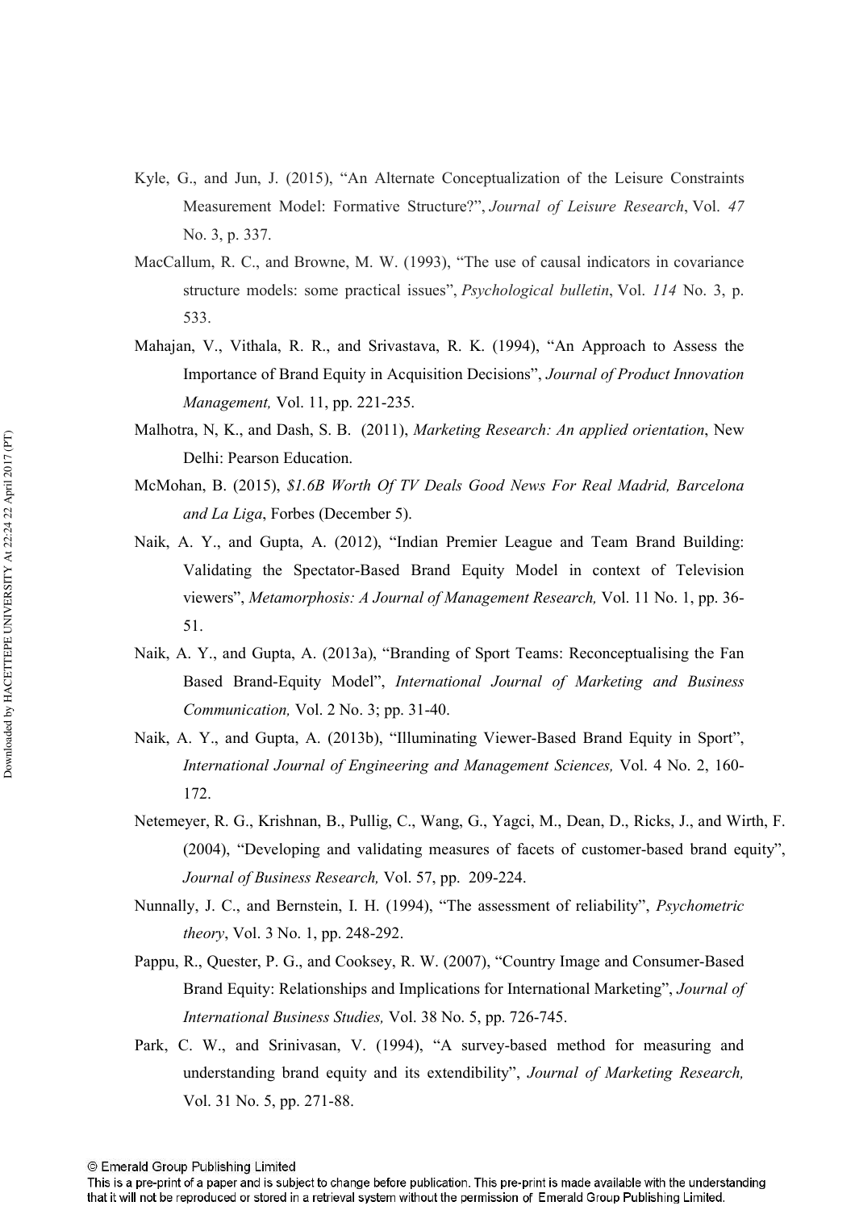Kyle, G., and Jun, J. (2015), "An Alternate Conceptualization of the Leisure Constraints Measurement Model: Formative Structure?", *Journal of Leisure Research*, Vol. *47* No. 3, p. 337.

MacCallum, R. C., and Browne, M. W. (1993), "The use of causal indicators in covariance structure models: some practical issues", *Psychological bulletin*, Vol. *114* No. 3, p. 533.

Mahajan, V., Vithala, R. R., and Srivastava, R. K. (1994), "An Approach to Assess the Importance of Brand Equity in Acquisition Decisions", *Journal of Product Innovation Management,* Vol. 11, pp. 221-235.

Malhotra, N, K., and Dash, S. B. (2011), *Marketing Research: An applied orientation*, New Delhi: Pearson Education.

McMohan, B. (2015), *$1.6B Worth Of TV Deals Good News For Real Madrid, Barcelona and La Liga*, Forbes (December 5).

Naik, A. Y., and Gupta, A. (2012), "Indian Premier League and Team Brand Building: Validating the Spectator-Based Brand Equity Model in context of Television viewers", *Metamorphosis: A Journal of Management Research,* Vol. 11 No. 1, pp. 36-51.

Naik, A. Y., and Gupta, A. (2013a), "Branding of Sport Teams: Reconceptualising the Fan Based Brand-Equity Model", *International Journal of Marketing and Business Communication,* Vol. 2 No. 3; pp. 31-40.

Naik, A. Y., and Gupta, A. (2013b), "Illuminating Viewer-Based Brand Equity in Sport", *International Journal of Engineering and Management Sciences,* Vol. 4 No. 2, 160-172.

Netemeyer, R. G., Krishnan, B., Pullig, C., Wang, G., Yagci, M., Dean, D., Ricks, J., and Wirth, F. (2004), "Developing and validating measures of facets of customer-based brand equity", *Journal of Business Research,* Vol. 57, pp. 209-224.

Nunnally, J. C., and Bernstein, I. H. (1994), "The assessment of reliability", *Psychometric theory*, Vol. 3 No. 1, pp. 248-292.

Pappu, R., Quester, P. G., and Cooksey, R. W. (2007), "Country Image and Consumer-Based Brand Equity: Relationships and Implications for International Marketing", *Journal of International Business Studies,* Vol. 38 No. 5, pp. 726-745.

Park, C. W., and Srinivasan, V. (1994), "A survey-based method for measuring and understanding brand equity and its extendibility", *Journal of Marketing Research,* Vol. 31 No. 5, pp. 271-88.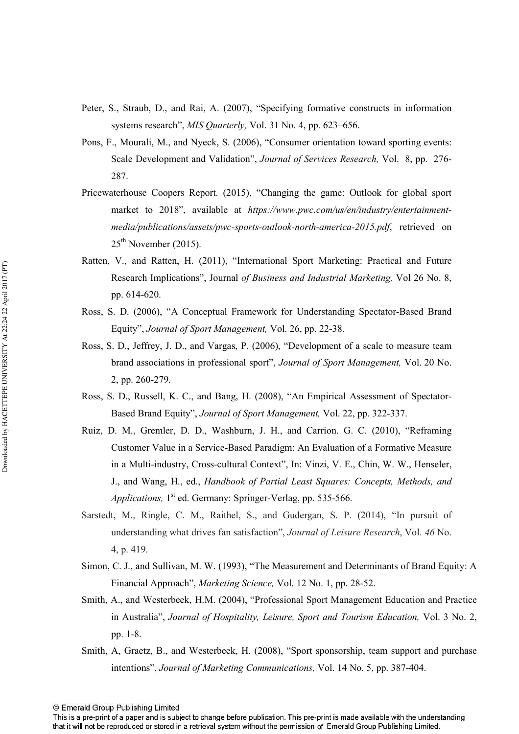Peter, S., Straub, D., and Rai, A. (2007), "Specifying formative constructs in information systems research", *MIS Quarterly,* Vol. 31 No. 4, pp. 623–656.

Pons, F., Mourali, M., and Nyeck, S. (2006), "Consumer orientation toward sporting events: Scale Development and Validation", *Journal of Services Research,* Vol. 8, pp. 276-287.

Pricewaterhouse Coopers Report. (2015), "Changing the game: Outlook for global sport market to 2018", available at *https://www.pwc.com/us/en/industry/entertainment-media/publications/assets/pwc-sports-outlook-north-america-2015.pdf*, retrieved on 25th November (2015).

Ratten, V., and Ratten, H. (2011), "International Sport Marketing: Practical and Future Research Implications", Journal *of Business and Industrial Marketing,* Vol 26 No. 8, pp. 614-620.

Ross, S. D. (2006), "A Conceptual Framework for Understanding Spectator-Based Brand Equity", *Journal of Sport Management,* Vol. 26, pp. 22-38.

Ross, S. D., Jeffrey, J. D., and Vargas, P. (2006), "Development of a scale to measure team brand associations in professional sport", *Journal of Sport Management,* Vol. 20 No. 2, pp. 260-279.

Ross, S. D., Russell, K. C., and Bang, H. (2008), "An Empirical Assessment of Spectator-Based Brand Equity", *Journal of Sport Management,* Vol. 22, pp. 322-337.

Ruiz, D. M., Gremler, D. D., Washburn, J. H., and Carrion. G. C. (2010), "Reframing Customer Value in a Service-Based Paradigm: An Evaluation of a Formative Measure in a Multi-industry, Cross-cultural Context", In: Vinzi, V. E., Chin, W. W., Henseler, J., and Wang, H., ed., *Handbook of Partial Least Squares: Concepts, Methods, and Applications,* 1st ed. Germany: Springer-Verlag, pp. 535-566.

Sarstedt, M., Ringle, C. M., Raithel, S., and Gudergan, S. P. (2014), "In pursuit of understanding what drives fan satisfaction", *Journal of Leisure Research*, Vol. *46* No. 4, p. 419.

Simon, C. J., and Sullivan, M. W. (1993), "The Measurement and Determinants of Brand Equity: A Financial Approach", *Marketing Science,* Vol. 12 No. 1, pp. 28-52.

Smith, A., and Westerbeek, H.M. (2004), "Professional Sport Management Education and Practice in Australia", *Journal of Hospitality, Leisure, Sport and Tourism Education,* Vol. 3 No. 2, pp. 1-8.

Smith, A, Graetz, B., and Westerbeek, H. (2008), "Sport sponsorship, team support and purchase intentions", *Journal of Marketing Communications,* Vol. 14 No. 5, pp. 387-404.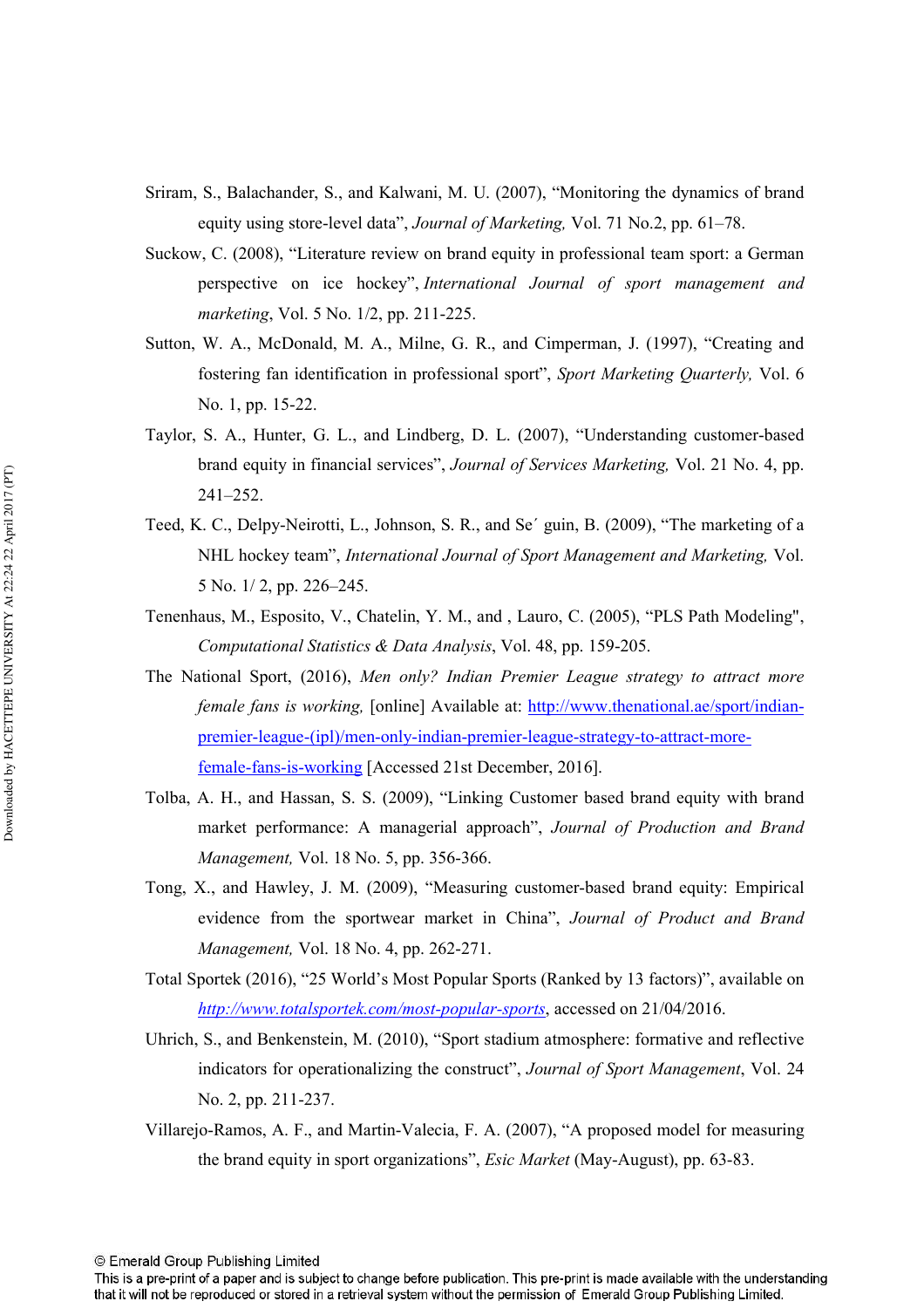Sriram, S., Balachander, S., and Kalwani, M. U. (2007), “Monitoring the dynamics of brand equity using store-level data”, *Journal of Marketing,* Vol. 71 No.2, pp. 61–78.

Suckow, C. (2008), “Literature review on brand equity in professional team sport: a German perspective on ice hockey”, *International Journal of sport management and marketing*, Vol. 5 No. 1/2, pp. 211-225.

Sutton, W. A., McDonald, M. A., Milne, G. R., and Cimperman, J. (1997), “Creating and fostering fan identification in professional sport”, *Sport Marketing Quarterly,* Vol. 6 No. 1, pp. 15-22.

Taylor, S. A., Hunter, G. L., and Lindberg, D. L. (2007), “Understanding customer-based brand equity in financial services”, *Journal of Services Marketing,* Vol. 21 No. 4, pp. 241–252.

Teed, K. C., Delpy-Neirotti, L., Johnson, S. R., and Se´ guin, B. (2009), “The marketing of a NHL hockey team”, *International Journal of Sport Management and Marketing,* Vol. 5 No. 1/ 2, pp. 226–245.

Tenenhaus, M., Esposito, V., Chatelin, Y. M., and , Lauro, C. (2005), “PLS Path Modeling", *Computational Statistics & Data Analysis*, Vol. 48, pp. 159-205.

The National Sport, (2016), *Men only? Indian Premier League strategy to attract more female fans is working,* [online] Available at: http://www.thenational.ae/sport/indian-premier-league-(ipl)/men-only-indian-premier-league-strategy-to-attract-more-female-fans-is-working [Accessed 21st December, 2016].

Tolba, A. H., and Hassan, S. S. (2009), “Linking Customer based brand equity with brand market performance: A managerial approach”, *Journal of Production and Brand Management,* Vol. 18 No. 5, pp. 356-366.

Tong, X., and Hawley, J. M. (2009), “Measuring customer-based brand equity: Empirical evidence from the sportwear market in China”, *Journal of Product and Brand Management,* Vol. 18 No. 4, pp. 262-271.

Total Sportek (2016), “25 World’s Most Popular Sports (Ranked by 13 factors)”, available on *http://www.totalsportek.com/most-popular-sports*, accessed on 21/04/2016.

Uhrich, S., and Benkenstein, M. (2010), “Sport stadium atmosphere: formative and reflective indicators for operationalizing the construct”, *Journal of Sport Management*, Vol. 24 No. 2, pp. 211-237.

Villarejo-Ramos, A. F., and Martin-Valecia, F. A. (2007), “A proposed model for measuring the brand equity in sport organizations”, *Esic Market* (May-August), pp. 63-83.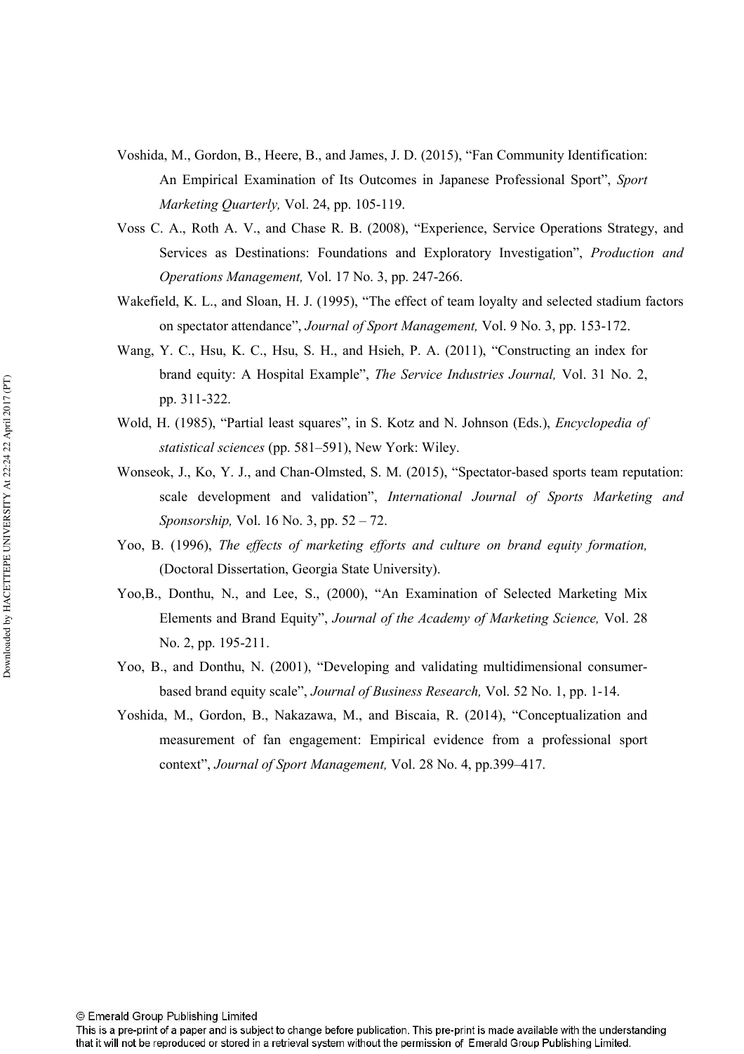Voshida, M., Gordon, B., Heere, B., and James, J. D. (2015), "Fan Community Identification: An Empirical Examination of Its Outcomes in Japanese Professional Sport", *Sport Marketing Quarterly,* Vol. 24, pp. 105-119.

Voss C. A., Roth A. V., and Chase R. B. (2008), "Experience, Service Operations Strategy, and Services as Destinations: Foundations and Exploratory Investigation", *Production and Operations Management,* Vol. 17 No. 3, pp. 247-266.

Wakefield, K. L., and Sloan, H. J. (1995), "The effect of team loyalty and selected stadium factors on spectator attendance", *Journal of Sport Management,* Vol. 9 No. 3, pp. 153-172.

Wang, Y. C., Hsu, K. C., Hsu, S. H., and Hsieh, P. A. (2011), "Constructing an index for brand equity: A Hospital Example", *The Service Industries Journal,* Vol. 31 No. 2, pp. 311-322.

Wold, H. (1985), "Partial least squares", in S. Kotz and N. Johnson (Eds.), *Encyclopedia of statistical sciences* (pp. 581–591), New York: Wiley.

Wonseok, J., Ko, Y. J., and Chan-Olmsted, S. M. (2015), "Spectator-based sports team reputation: scale development and validation", *International Journal of Sports Marketing and Sponsorship,* Vol. 16 No. 3, pp. 52 – 72.

Yoo, B. (1996), *The effects of marketing efforts and culture on brand equity formation,* (Doctoral Dissertation, Georgia State University).

Yoo,B., Donthu, N., and Lee, S., (2000), "An Examination of Selected Marketing Mix Elements and Brand Equity", *Journal of the Academy of Marketing Science,* Vol. 28 No. 2, pp. 195-211.

Yoo, B., and Donthu, N. (2001), "Developing and validating multidimensional consumer-based brand equity scale", *Journal of Business Research,* Vol. 52 No. 1, pp. 1-14.

Yoshida, M., Gordon, B., Nakazawa, M., and Biscaia, R. (2014), "Conceptualization and measurement of fan engagement: Empirical evidence from a professional sport context", *Journal of Sport Management,* Vol. 28 No. 4, pp.399–417.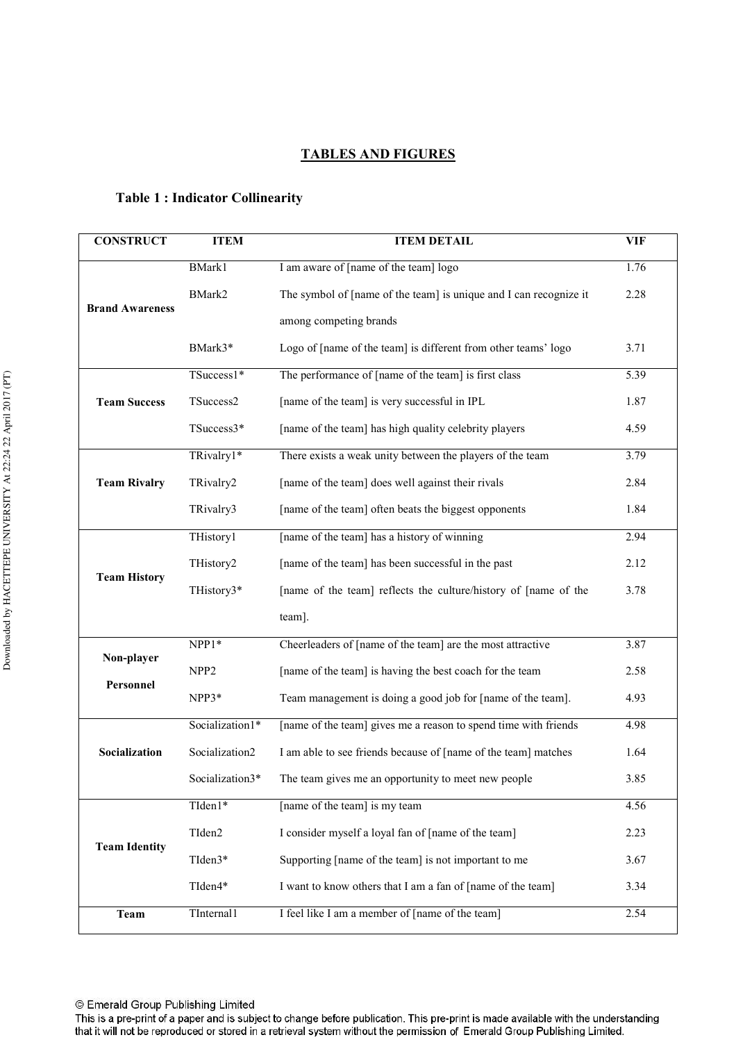## TABLES AND FIGURES

### Table 1 : Indicator Collinearity

| CONSTRUCT | ITEM | ITEM DETAIL | VIF |
|---|---|---|---|
| **Brand Awareness** | BMark1 | I am aware of [name of the team] logo | 1.76 |
| | BMark2 | The symbol of [name of the team] is unique and I can recognize it among competing brands | 2.28 |
| | BMark3* | Logo of [name of the team] is different from other teams' logo | 3.71 |
| **Team Success** | TSuccess1* | The performance of [name of the team] is first class | 5.39 |
| | TSuccess2 | [name of the team] is very successful in IPL | 1.87 |
| | TSuccess3* | [name of the team] has high quality celebrity players | 4.59 |
| **Team Rivalry** | TRivalry1* | There exists a weak unity between the players of the team | 3.79 |
| | TRivalry2 | [name of the team] does well against their rivals | 2.84 |
| | TRivalry3 | [name of the team] often beats the biggest opponents | 1.84 |
| **Team History** | THistory1 | [name of the team] has a history of winning | 2.94 |
| | THistory2 | [name of the team] has been successful in the past | 2.12 |
| | THistory3* | [name of the team] reflects the culture/history of [name of the team]. | 3.78 |
| **Non-player Personnel** | NPP1* | Cheerleaders of [name of the team] are the most attractive | 3.87 |
| | NPP2 | [name of the team] is having the best coach for the team | 2.58 |
| | NPP3* | Team management is doing a good job for [name of the team]. | 4.93 |
| **Socialization** | Socialization1* | [name of the team] gives me a reason to spend time with friends | 4.98 |
| | Socialization2 | I am able to see friends because of [name of the team] matches | 1.64 |
| | Socialization3* | The team gives me an opportunity to meet new people | 3.85 |
| **Team Identity** | TIden1* | [name of the team] is my team | 4.56 |
| | TIden2 | I consider myself a loyal fan of [name of the team] | 2.23 |
| | TIden3* | Supporting [name of the team] is not important to me | 3.67 |
| | TIden4* | I want to know others that I am a fan of [name of the team] | 3.34 |
| **Team** | TInternal1 | I feel like I am a member of [name of the team] | 2.54 |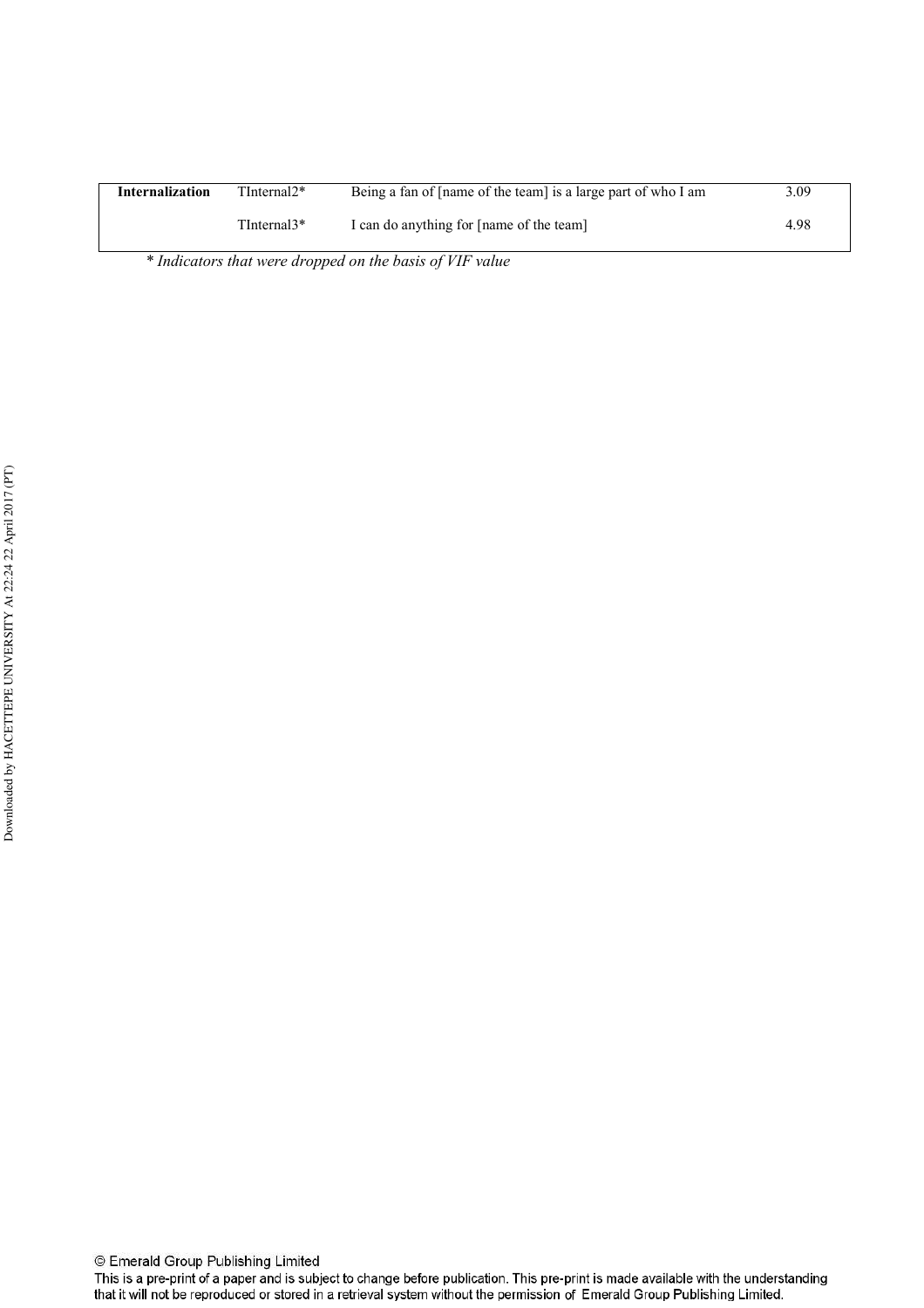| | | | |
|---|---|---|---|
| **Internalization** | TInternal2* | Being a fan of [name of the team] is a large part of who I am | 3.09 |
| | TInternal3* | I can do anything for [name of the team] | 4.98 |

*\* Indicators that were dropped on the basis of VIF value*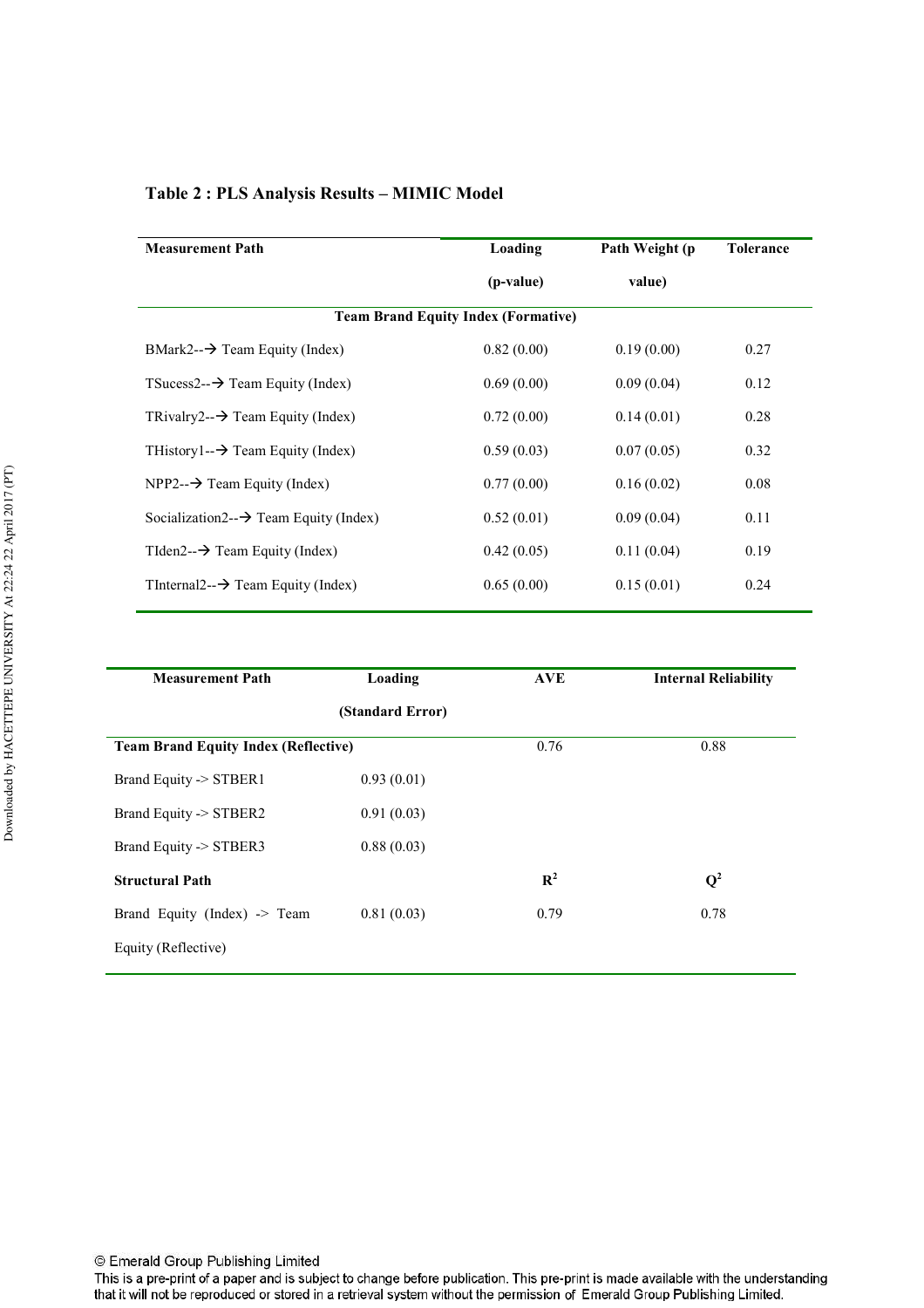**Table 2 : PLS Analysis Results – MIMIC Model**

| Measurement Path | Loading (p-value) | Path Weight (p value) | Tolerance |
|---|---|---|---|
| **Team Brand Equity Index (Formative)** | | | |
| BMark2--→ Team Equity (Index) | 0.82 (0.00) | 0.19 (0.00) | 0.27 |
| TSucess2--→ Team Equity (Index) | 0.69 (0.00) | 0.09 (0.04) | 0.12 |
| TRivalry2--→ Team Equity (Index) | 0.72 (0.00) | 0.14 (0.01) | 0.28 |
| THistory1--→ Team Equity (Index) | 0.59 (0.03) | 0.07 (0.05) | 0.32 |
| NPP2--→ Team Equity (Index) | 0.77 (0.00) | 0.16 (0.02) | 0.08 |
| Socialization2--→ Team Equity (Index) | 0.52 (0.01) | 0.09 (0.04) | 0.11 |
| TIden2--→ Team Equity (Index) | 0.42 (0.05) | 0.11 (0.04) | 0.19 |
| TInternal2--→ Team Equity (Index) | 0.65 (0.00) | 0.15 (0.01) | 0.24 |

| Measurement Path | Loading (Standard Error) | AVE | Internal Reliability |
|---|---|---|---|
| **Team Brand Equity Index (Reflective)** | | 0.76 | 0.88 |
| Brand Equity -> STBER1 | 0.93 (0.01) | | |
| Brand Equity -> STBER2 | 0.91 (0.03) | | |
| Brand Equity -> STBER3 | 0.88 (0.03) | | |
| **Structural Path** | | **$R^2$** | **$Q^2$** |
| Brand Equity (Index) -> Team Equity (Reflective) | 0.81 (0.03) | 0.79 | 0.78 |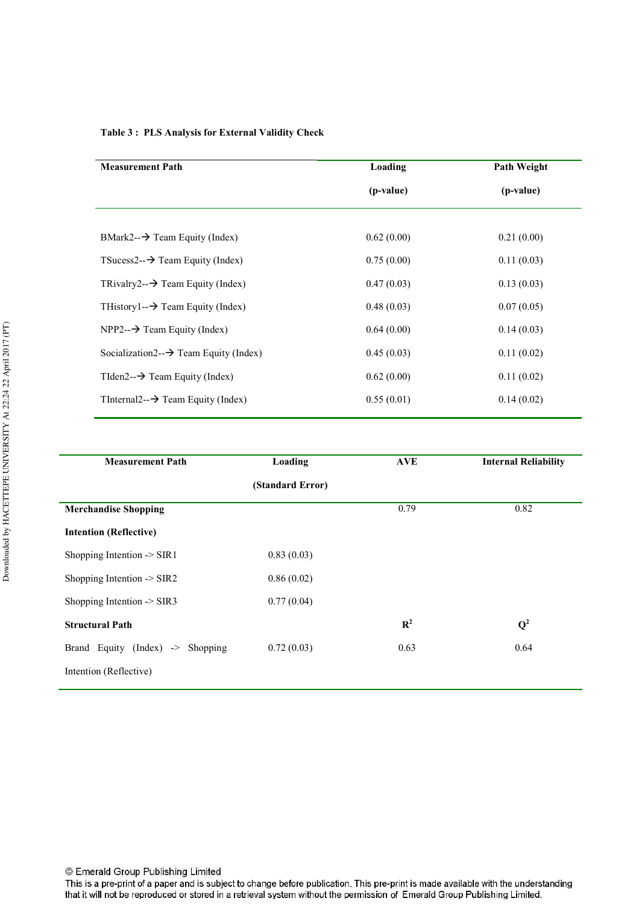**Table 3 : PLS Analysis for External Validity Check**

| Measurement Path | Loading (p-value) | Path Weight (p-value) |
|---|---|---|
| BMark2--→ Team Equity (Index) | 0.62 (0.00) | 0.21 (0.00) |
| TSucess2--→ Team Equity (Index) | 0.75 (0.00) | 0.11 (0.03) |
| TRivalry2--→ Team Equity (Index) | 0.47 (0.03) | 0.13 (0.03) |
| THistory1--→ Team Equity (Index) | 0.48 (0.03) | 0.07 (0.05) |
| NPP2--→ Team Equity (Index) | 0.64 (0.00) | 0.14 (0.03) |
| Socialization2--→ Team Equity (Index) | 0.45 (0.03) | 0.11 (0.02) |
| TIden2--→ Team Equity (Index) | 0.62 (0.00) | 0.11 (0.02) |
| TInternal2--→ Team Equity (Index) | 0.55 (0.01) | 0.14 (0.02) |

| Measurement Path | Loading (Standard Error) | AVE | Internal Reliability |
|---|---|---|---|
| **Merchandise Shopping Intention (Reflective)** | | 0.79 | 0.82 |
| Shopping Intention -> SIR1 | 0.83 (0.03) | | |
| Shopping Intention -> SIR2 | 0.86 (0.02) | | |
| Shopping Intention -> SIR3 | 0.77 (0.04) | | |
| **Structural Path** | | **$R^2$** | **$Q^2$** |
| Brand Equity (Index) -> Shopping Intention (Reflective) | 0.72 (0.03) | 0.63 | 0.64 |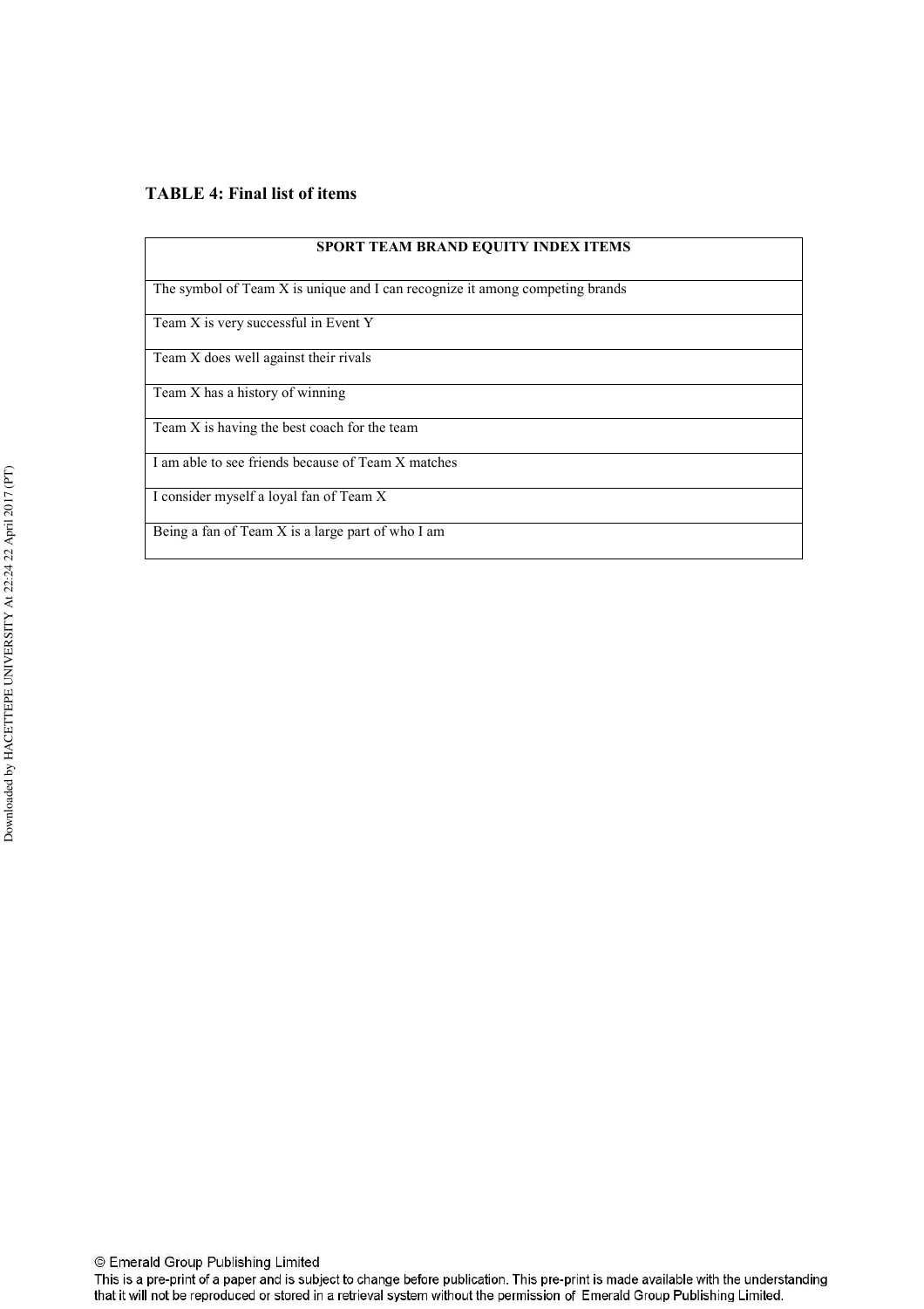**TABLE 4: Final list of items**

| SPORT TEAM BRAND EQUITY INDEX ITEMS |
|---|
| The symbol of Team X is unique and I can recognize it among competing brands |
| Team X is very successful in Event Y |
| Team X does well against their rivals |
| Team X has a history of winning |
| Team X is having the best coach for the team |
| I am able to see friends because of Team X matches |
| I consider myself a loyal fan of Team X |
| Being a fan of Team X is a large part of who I am |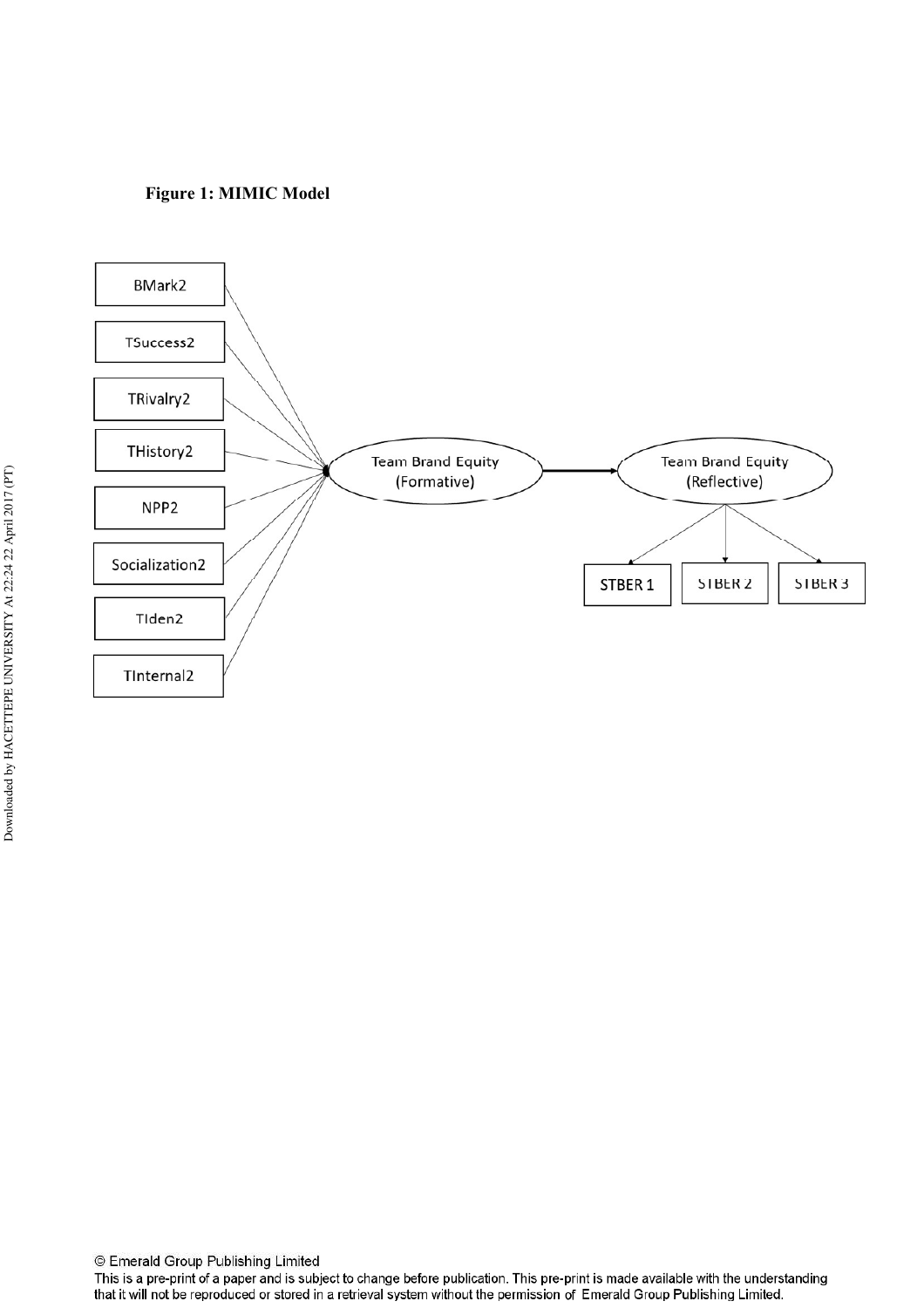**Figure 1: MIMIC Model**

BMark2

TSuccess2

TRivalry2

THistory2

NPP2

Socialization2

TIden2

TInternal2

Team Brand Equity (Formative)

Team Brand Equity (Reflective)

STBER 1

STBER 2

STBER 3

© Emerald Group Publishing Limited

This is a pre-print of a paper and is subject to change before publication. This pre-print is made available with the understanding that it will not be reproduced or stored in a retrieval system without the permission of Emerald Group Publishing Limited.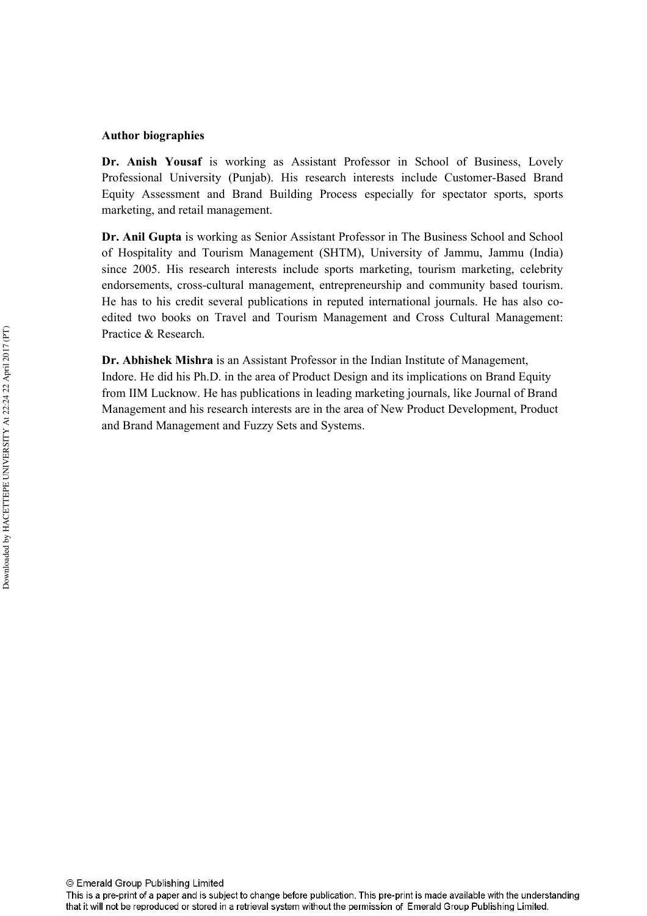**Author biographies**

**Dr. Anish Yousaf** is working as Assistant Professor in School of Business, Lovely Professional University (Punjab). His research interests include Customer-Based Brand Equity Assessment and Brand Building Process especially for spectator sports, sports marketing, and retail management.

**Dr. Anil Gupta** is working as Senior Assistant Professor in The Business School and School of Hospitality and Tourism Management (SHTM), University of Jammu, Jammu (India) since 2005. His research interests include sports marketing, tourism marketing, celebrity endorsements, cross-cultural management, entrepreneurship and community based tourism. He has to his credit several publications in reputed international journals. He has also co-edited two books on Travel and Tourism Management and Cross Cultural Management: Practice & Research.

**Dr. Abhishek Mishra** is an Assistant Professor in the Indian Institute of Management, Indore. He did his Ph.D. in the area of Product Design and its implications on Brand Equity from IIM Lucknow. He has publications in leading marketing journals, like Journal of Brand Management and his research interests are in the area of New Product Development, Product and Brand Management and Fuzzy Sets and Systems.